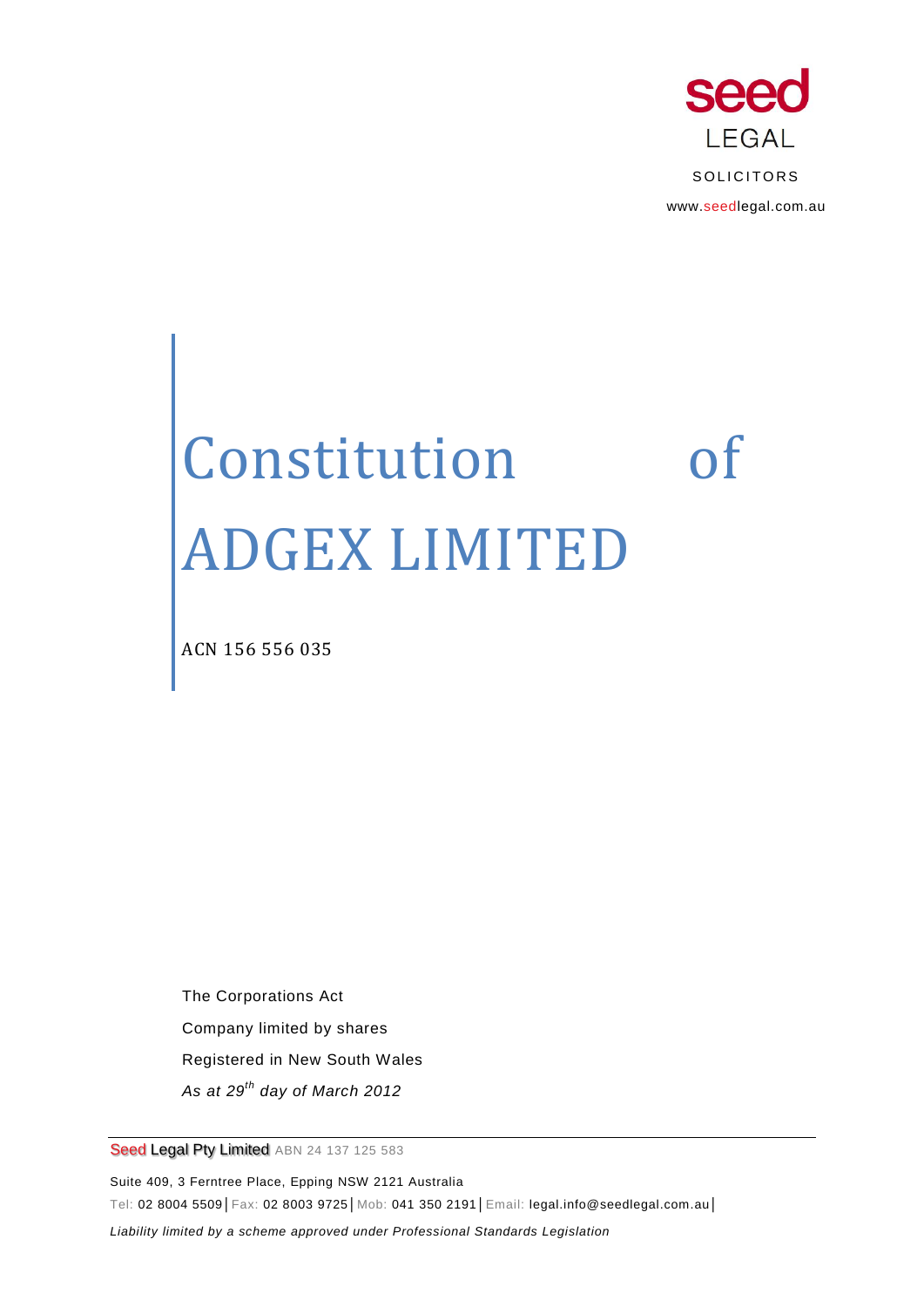seed LEGAL

SOLICITORS

www.seedlegal.com.au

# Constitution of ADGEX LIMITED

ACN 156 556 035

The Corporations Act

Company limited by shares

Registered in New South Wales

*As at 29th day of March 2012*

Seed Legal Pty Limited ABN 24 137 125 583

Suite 409, 3 Ferntree Place, Epping NSW 2121 Australia

Tel: 02 8004 5509 | Fax: 02 8003 9725 | Mob: 041 350 2191 | Email: legal.info@seedlegal.com.au |

*Liability limited by a scheme approved under Professional Standards Legislation*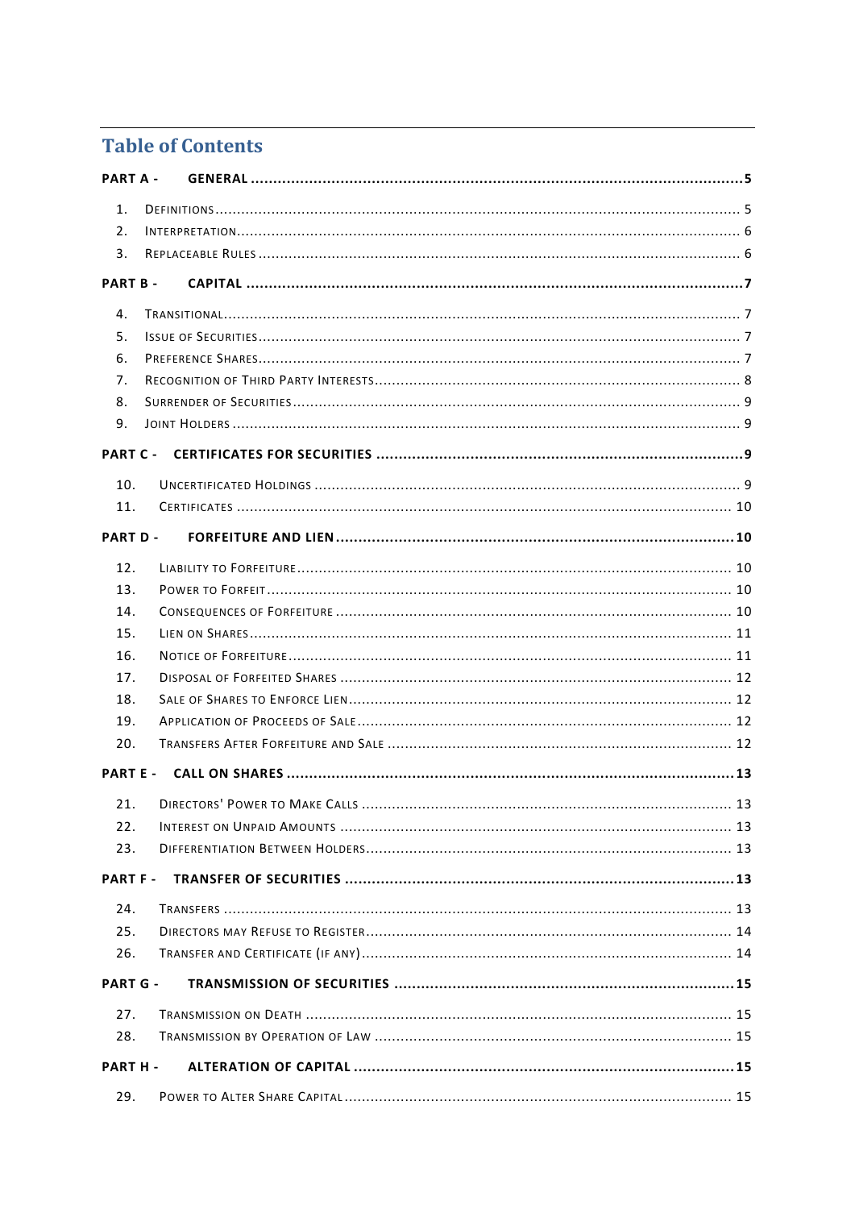# Table of Contents

**PART A - GENERAL** ..... 5

1. Definitions ..... 5
2. Interpretation ..... 6
3. Replaceable Rules ..... 6

**PART B - CAPITAL** ..... 7

4. Transitional ..... 7
5. Issue of Securities ..... 7
6. Preference Shares ..... 7
7. Recognition of Third Party Interests ..... 8
8. Surrender of Securities ..... 9
9. Joint Holders ..... 9

**PART C - CERTIFICATES FOR SECURITIES** ..... 9

10. Uncertificated Holdings ..... 9
11. Certificates ..... 10

**PART D - FORFEITURE AND LIEN** ..... 10

12. Liability to Forfeiture ..... 10
13. Power to Forfeit ..... 10
14. Consequences of Forfeiture ..... 10
15. Lien on Shares ..... 11
16. Notice of Forfeiture ..... 11
17. Disposal of Forfeited Shares ..... 12
18. Sale of Shares to Enforce Lien ..... 12
19. Application of Proceeds of Sale ..... 12
20. Transfers After Forfeiture and Sale ..... 12

**PART E - CALL ON SHARES** ..... 13

21. Directors' Power to Make Calls ..... 13
22. Interest on Unpaid Amounts ..... 13
23. Differentiation Between Holders ..... 13

**PART F - TRANSFER OF SECURITIES** ..... 13

24. Transfers ..... 13
25. Directors May Refuse to Register ..... 14
26. Transfer and Certificate (if any) ..... 14

**PART G - TRANSMISSION OF SECURITIES** ..... 15

27. Transmission on Death ..... 15
28. Transmission by Operation of Law ..... 15

**PART H - ALTERATION OF CAPITAL** ..... 15

29. Power to Alter Share Capital ..... 15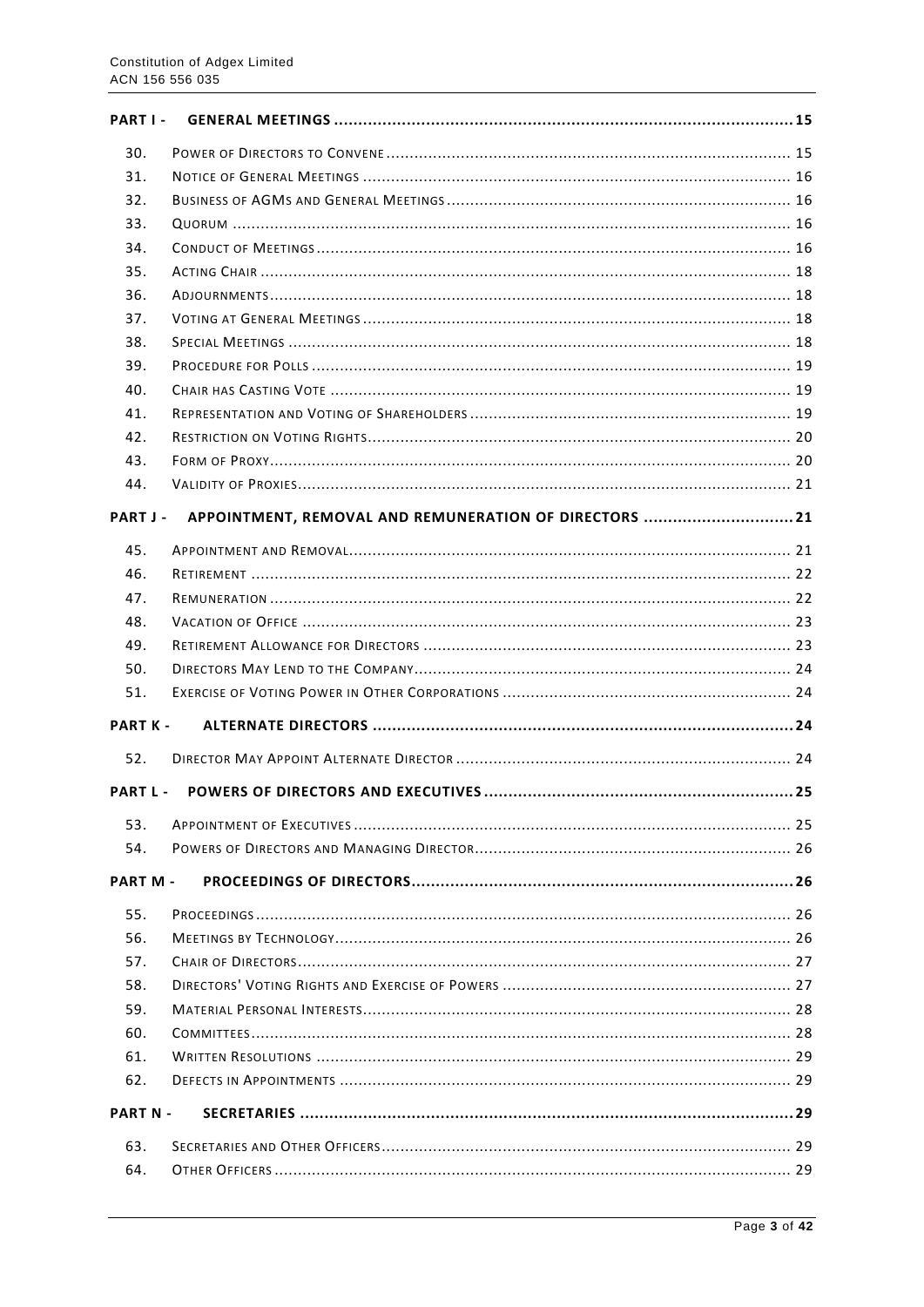| | | |
|---|---|---|
| **PART I -** | **GENERAL MEETINGS** | **15** |
| 30. | POWER OF DIRECTORS TO CONVENE | 15 |
| 31. | NOTICE OF GENERAL MEETINGS | 16 |
| 32. | BUSINESS OF AGMS AND GENERAL MEETINGS | 16 |
| 33. | QUORUM | 16 |
| 34. | CONDUCT OF MEETINGS | 16 |
| 35. | ACTING CHAIR | 18 |
| 36. | ADJOURNMENTS | 18 |
| 37. | VOTING AT GENERAL MEETINGS | 18 |
| 38. | SPECIAL MEETINGS | 18 |
| 39. | PROCEDURE FOR POLLS | 19 |
| 40. | CHAIR HAS CASTING VOTE | 19 |
| 41. | REPRESENTATION AND VOTING OF SHAREHOLDERS | 19 |
| 42. | RESTRICTION ON VOTING RIGHTS | 20 |
| 43. | FORM OF PROXY | 20 |
| 44. | VALIDITY OF PROXIES | 21 |
| **PART J -** | **APPOINTMENT, REMOVAL AND REMUNERATION OF DIRECTORS** | **21** |
| 45. | APPOINTMENT AND REMOVAL | 21 |
| 46. | RETIREMENT | 22 |
| 47. | REMUNERATION | 22 |
| 48. | VACATION OF OFFICE | 23 |
| 49. | RETIREMENT ALLOWANCE FOR DIRECTORS | 23 |
| 50. | DIRECTORS MAY LEND TO THE COMPANY | 24 |
| 51. | EXERCISE OF VOTING POWER IN OTHER CORPORATIONS | 24 |
| **PART K -** | **ALTERNATE DIRECTORS** | **24** |
| 52. | DIRECTOR MAY APPOINT ALTERNATE DIRECTOR | 24 |
| **PART L -** | **POWERS OF DIRECTORS AND EXECUTIVES** | **25** |
| 53. | APPOINTMENT OF EXECUTIVES | 25 |
| 54. | POWERS OF DIRECTORS AND MANAGING DIRECTOR | 26 |
| **PART M -** | **PROCEEDINGS OF DIRECTORS** | **26** |
| 55. | PROCEEDINGS | 26 |
| 56. | MEETINGS BY TECHNOLOGY | 26 |
| 57. | CHAIR OF DIRECTORS | 27 |
| 58. | DIRECTORS' VOTING RIGHTS AND EXERCISE OF POWERS | 27 |
| 59. | MATERIAL PERSONAL INTERESTS | 28 |
| 60. | COMMITTEES | 28 |
| 61. | WRITTEN RESOLUTIONS | 29 |
| 62. | DEFECTS IN APPOINTMENTS | 29 |
| **PART N -** | **SECRETARIES** | **29** |
| 63. | SECRETARIES AND OTHER OFFICERS | 29 |
| 64. | OTHER OFFICERS | 29 |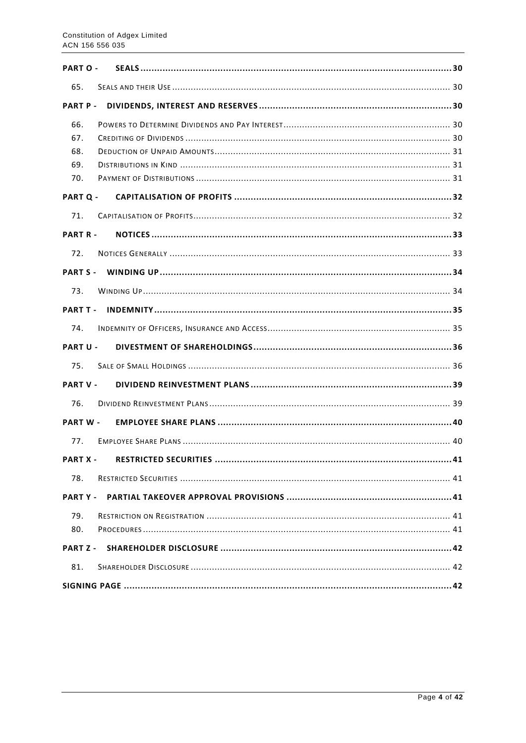| | | |
|---|---|---|
| **PART O -** | **SEALS** | **30** |
| 65. | Seals and their Use | 30 |
| **PART P -** | **DIVIDENDS, INTEREST AND RESERVES** | **30** |
| 66. | Powers to Determine Dividends and Pay Interest | 30 |
| 67. | Crediting of Dividends | 30 |
| 68. | Deduction of Unpaid Amounts | 31 |
| 69. | Distributions in Kind | 31 |
| 70. | Payment of Distributions | 31 |
| **PART Q -** | **CAPITALISATION OF PROFITS** | **32** |
| 71. | Capitalisation of Profits | 32 |
| **PART R -** | **NOTICES** | **33** |
| 72. | Notices Generally | 33 |
| **PART S -** | **WINDING UP** | **34** |
| 73. | Winding Up | 34 |
| **PART T -** | **INDEMNITY** | **35** |
| 74. | Indemnity of Officers, Insurance and Access | 35 |
| **PART U -** | **DIVESTMENT OF SHAREHOLDINGS** | **36** |
| 75. | Sale of Small Holdings | 36 |
| **PART V -** | **DIVIDEND REINVESTMENT PLANS** | **39** |
| 76. | Dividend Reinvestment Plans | 39 |
| **PART W -** | **EMPLOYEE SHARE PLANS** | **40** |
| 77. | Employee Share Plans | 40 |
| **PART X -** | **RESTRICTED SECURITIES** | **41** |
| 78. | Restricted Securities | 41 |
| **PART Y -** | **PARTIAL TAKEOVER APPROVAL PROVISIONS** | **41** |
| 79. | Restriction on Registration | 41 |
| 80. | Procedures | 41 |
| **PART Z -** | **SHAREHOLDER DISCLOSURE** | **42** |
| 81. | Shareholder Disclosure | 42 |
| **SIGNING PAGE** | | **42** |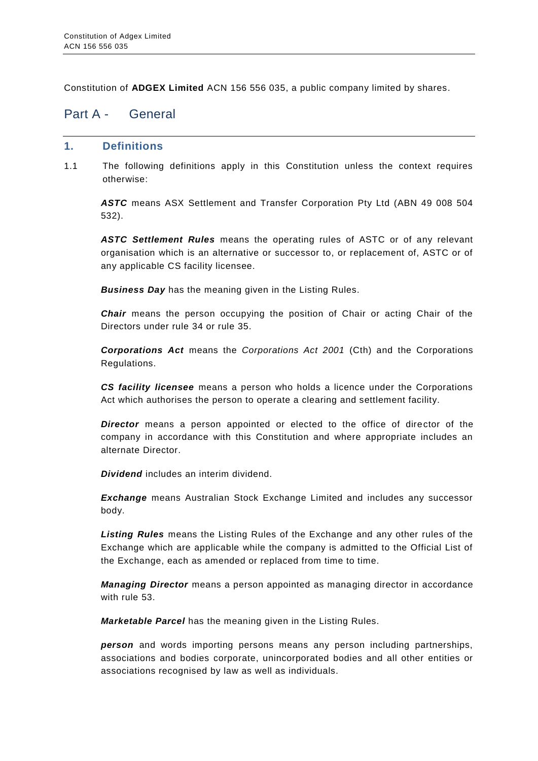Constitution of **ADGEX Limited** ACN 156 556 035, a public company limited by shares.

# Part A - General

## 1. Definitions

1.1 The following definitions apply in this Constitution unless the context requires otherwise:

***ASTC*** means ASX Settlement and Transfer Corporation Pty Ltd (ABN 49 008 504 532).

***ASTC Settlement Rules*** means the operating rules of ASTC or of any relevant organisation which is an alternative or successor to, or replacement of, ASTC or of any applicable CS facility licensee.

***Business Day*** has the meaning given in the Listing Rules.

***Chair*** means the person occupying the position of Chair or acting Chair of the Directors under rule 34 or rule 35.

***Corporations Act*** means the *Corporations Act 2001* (Cth) and the Corporations Regulations.

***CS facility licensee*** means a person who holds a licence under the Corporations Act which authorises the person to operate a clearing and settlement facility.

***Director*** means a person appointed or elected to the office of director of the company in accordance with this Constitution and where appropriate includes an alternate Director.

***Dividend*** includes an interim dividend.

***Exchange*** means Australian Stock Exchange Limited and includes any successor body.

***Listing Rules*** means the Listing Rules of the Exchange and any other rules of the Exchange which are applicable while the company is admitted to the Official List of the Exchange, each as amended or replaced from time to time.

***Managing Director*** means a person appointed as managing director in accordance with rule 53.

***Marketable Parcel*** has the meaning given in the Listing Rules.

***person*** and words importing persons means any person including partnerships, associations and bodies corporate, unincorporated bodies and all other entities or associations recognised by law as well as individuals.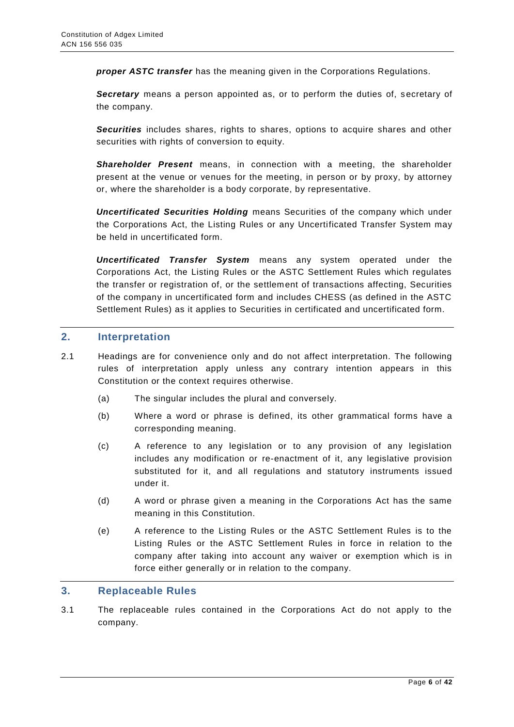***proper ASTC transfer*** has the meaning given in the Corporations Regulations.

***Secretary*** means a person appointed as, or to perform the duties of, secretary of the company.

***Securities*** includes shares, rights to shares, options to acquire shares and other securities with rights of conversion to equity.

***Shareholder Present*** means, in connection with a meeting, the shareholder present at the venue or venues for the meeting, in person or by proxy, by attorney or, where the shareholder is a body corporate, by representative.

***Uncertificated Securities Holding*** means Securities of the company which under the Corporations Act, the Listing Rules or any Uncertificated Transfer System may be held in uncertificated form.

***Uncertificated Transfer System*** means any system operated under the Corporations Act, the Listing Rules or the ASTC Settlement Rules which regulates the transfer or registration of, or the settlement of transactions affecting, Securities of the company in uncertificated form and includes CHESS (as defined in the ASTC Settlement Rules) as it applies to Securities in certificated and uncertificated form.

## 2. Interpretation

2.1 Headings are for convenience only and do not affect interpretation. The following rules of interpretation apply unless any contrary intention appears in this Constitution or the context requires otherwise.

(a) The singular includes the plural and conversely.

(b) Where a word or phrase is defined, its other grammatical forms have a corresponding meaning.

(c) A reference to any legislation or to any provision of any legislation includes any modification or re-enactment of it, any legislative provision substituted for it, and all regulations and statutory instruments issued under it.

(d) A word or phrase given a meaning in the Corporations Act has the same meaning in this Constitution.

(e) A reference to the Listing Rules or the ASTC Settlement Rules is to the Listing Rules or the ASTC Settlement Rules in force in relation to the company after taking into account any waiver or exemption which is in force either generally or in relation to the company.

## 3. Replaceable Rules

3.1 The replaceable rules contained in the Corporations Act do not apply to the company.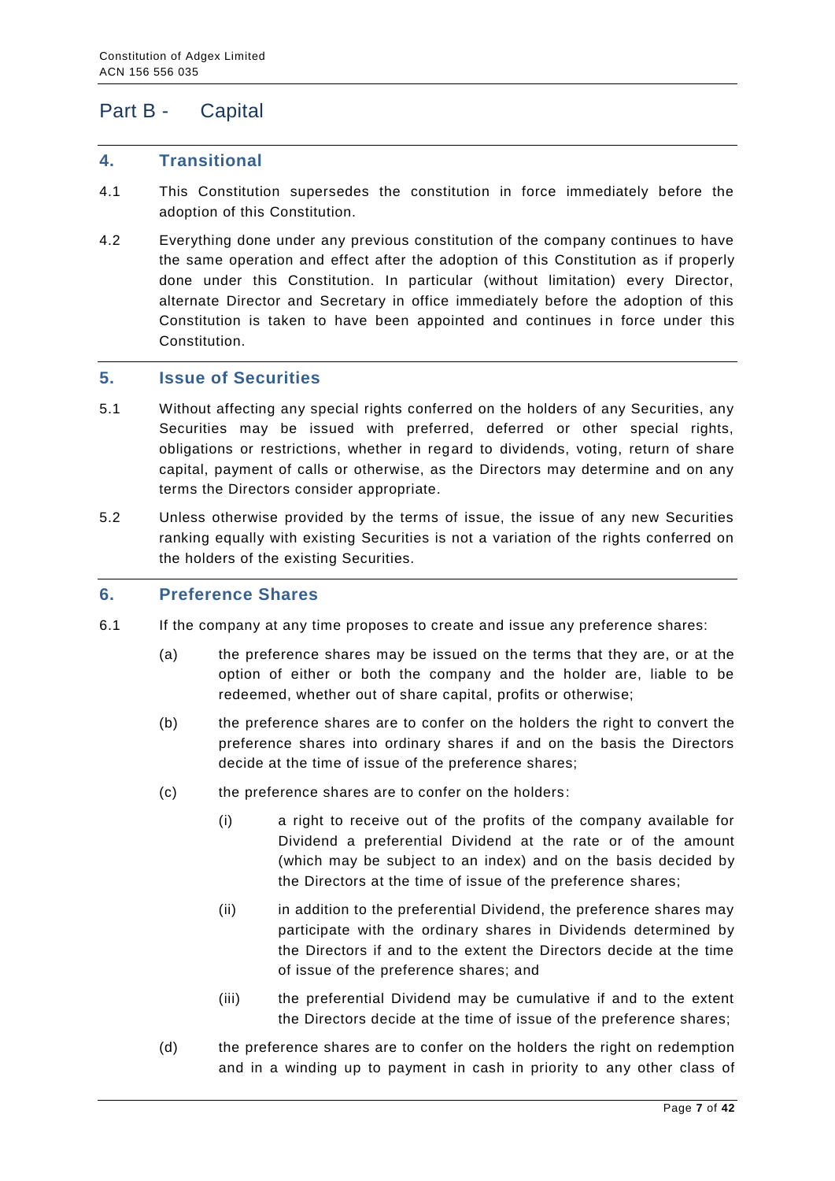# Part B - Capital

## 4. Transitional

4.1 This Constitution supersedes the constitution in force immediately before the adoption of this Constitution.

4.2 Everything done under any previous constitution of the company continues to have the same operation and effect after the adoption of this Constitution as if properly done under this Constitution. In particular (without limitation) every Director, alternate Director and Secretary in office immediately before the adoption of this Constitution is taken to have been appointed and continues in force under this Constitution.

## 5. Issue of Securities

5.1 Without affecting any special rights conferred on the holders of any Securities, any Securities may be issued with preferred, deferred or other special rights, obligations or restrictions, whether in regard to dividends, voting, return of share capital, payment of calls or otherwise, as the Directors may determine and on any terms the Directors consider appropriate.

5.2 Unless otherwise provided by the terms of issue, the issue of any new Securities ranking equally with existing Securities is not a variation of the rights conferred on the holders of the existing Securities.

## 6. Preference Shares

6.1 If the company at any time proposes to create and issue any preference shares:

(a) the preference shares may be issued on the terms that they are, or at the option of either or both the company and the holder are, liable to be redeemed, whether out of share capital, profits or otherwise;

(b) the preference shares are to confer on the holders the right to convert the preference shares into ordinary shares if and on the basis the Directors decide at the time of issue of the preference shares;

(c) the preference shares are to confer on the holders:

(i) a right to receive out of the profits of the company available for Dividend a preferential Dividend at the rate or of the amount (which may be subject to an index) and on the basis decided by the Directors at the time of issue of the preference shares;

(ii) in addition to the preferential Dividend, the preference shares may participate with the ordinary shares in Dividends determined by the Directors if and to the extent the Directors decide at the time of issue of the preference shares; and

(iii) the preferential Dividend may be cumulative if and to the extent the Directors decide at the time of issue of the preference shares;

(d) the preference shares are to confer on the holders the right on redemption and in a winding up to payment in cash in priority to any other class of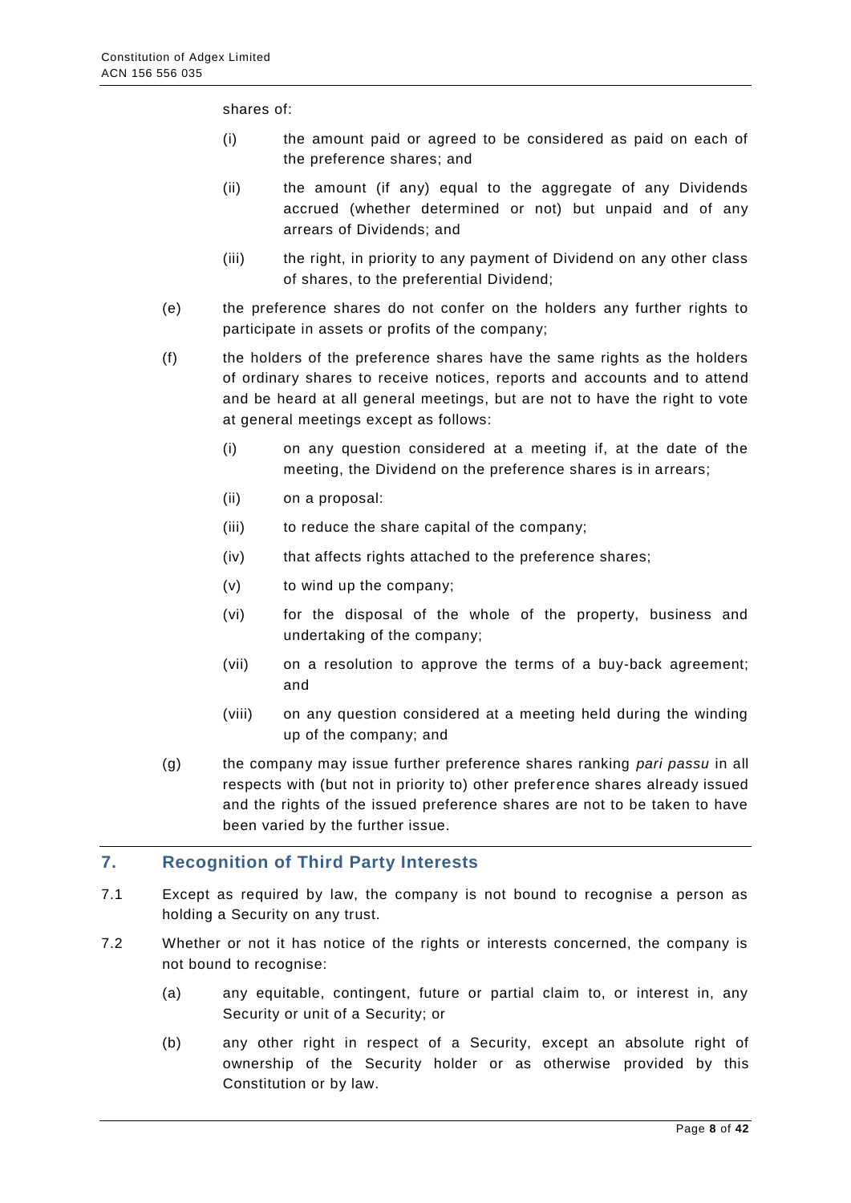shares of:

- (i) the amount paid or agreed to be considered as paid on each of the preference shares; and
- (ii) the amount (if any) equal to the aggregate of any Dividends accrued (whether determined or not) but unpaid and of any arrears of Dividends; and
- (iii) the right, in priority to any payment of Dividend on any other class of shares, to the preferential Dividend;

(e) the preference shares do not confer on the holders any further rights to participate in assets or profits of the company;

(f) the holders of the preference shares have the same rights as the holders of ordinary shares to receive notices, reports and accounts and to attend and be heard at all general meetings, but are not to have the right to vote at general meetings except as follows:

- (i) on any question considered at a meeting if, at the date of the meeting, the Dividend on the preference shares is in arrears;
- (ii) on a proposal:
- (iii) to reduce the share capital of the company;
- (iv) that affects rights attached to the preference shares;
- (v) to wind up the company;
- (vi) for the disposal of the whole of the property, business and undertaking of the company;
- (vii) on a resolution to approve the terms of a buy-back agreement; and
- (viii) on any question considered at a meeting held during the winding up of the company; and

(g) the company may issue further preference shares ranking *pari passu* in all respects with (but not in priority to) other preference shares already issued and the rights of the issued preference shares are not to be taken to have been varied by the further issue.

## 7. Recognition of Third Party Interests

7.1 Except as required by law, the company is not bound to recognise a person as holding a Security on any trust.

7.2 Whether or not it has notice of the rights or interests concerned, the company is not bound to recognise:

- (a) any equitable, contingent, future or partial claim to, or interest in, any Security or unit of a Security; or
- (b) any other right in respect of a Security, except an absolute right of ownership of the Security holder or as otherwise provided by this Constitution or by law.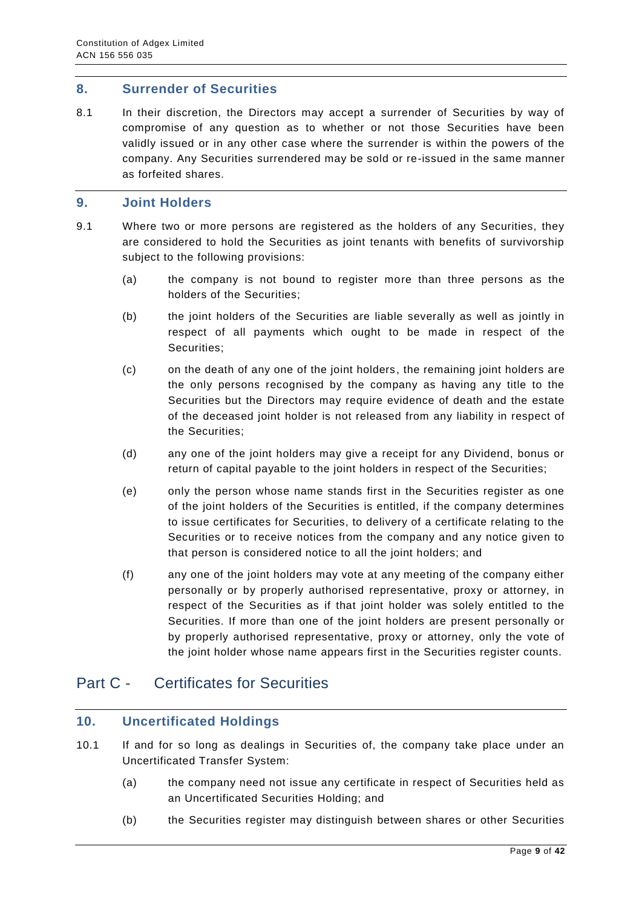## 8. Surrender of Securities

8.1 In their discretion, the Directors may accept a surrender of Securities by way of compromise of any question as to whether or not those Securities have been validly issued or in any other case where the surrender is within the powers of the company. Any Securities surrendered may be sold or re-issued in the same manner as forfeited shares.

## 9. Joint Holders

9.1 Where two or more persons are registered as the holders of any Securities, they are considered to hold the Securities as joint tenants with benefits of survivorship subject to the following provisions:

(a) the company is not bound to register more than three persons as the holders of the Securities;

(b) the joint holders of the Securities are liable severally as well as jointly in respect of all payments which ought to be made in respect of the Securities;

(c) on the death of any one of the joint holders, the remaining joint holders are the only persons recognised by the company as having any title to the Securities but the Directors may require evidence of death and the estate of the deceased joint holder is not released from any liability in respect of the Securities;

(d) any one of the joint holders may give a receipt for any Dividend, bonus or return of capital payable to the joint holders in respect of the Securities;

(e) only the person whose name stands first in the Securities register as one of the joint holders of the Securities is entitled, if the company determines to issue certificates for Securities, to delivery of a certificate relating to the Securities or to receive notices from the company and any notice given to that person is considered notice to all the joint holders; and

(f) any one of the joint holders may vote at any meeting of the company either personally or by properly authorised representative, proxy or attorney, in respect of the Securities as if that joint holder was solely entitled to the Securities. If more than one of the joint holders are present personally or by properly authorised representative, proxy or attorney, only the vote of the joint holder whose name appears first in the Securities register counts.

# Part C - Certificates for Securities

## 10. Uncertificated Holdings

10.1 If and for so long as dealings in Securities of, the company take place under an Uncertificated Transfer System:

(a) the company need not issue any certificate in respect of Securities held as an Uncertificated Securities Holding; and

(b) the Securities register may distinguish between shares or other Securities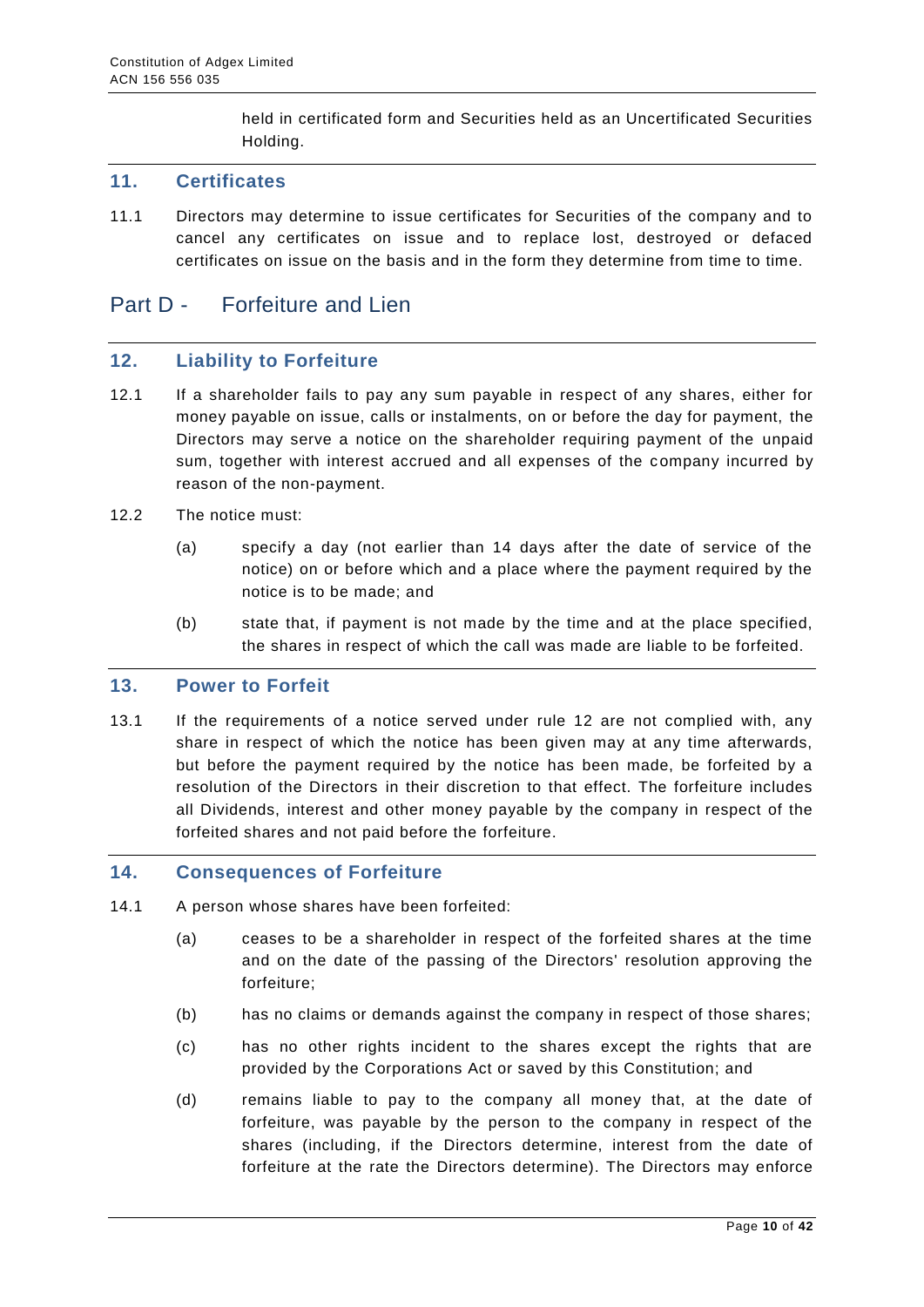held in certificated form and Securities held as an Uncertificated Securities Holding.

## 11. Certificates

11.1 Directors may determine to issue certificates for Securities of the company and to cancel any certificates on issue and to replace lost, destroyed or defaced certificates on issue on the basis and in the form they determine from time to time.

# Part D - Forfeiture and Lien

## 12. Liability to Forfeiture

12.1 If a shareholder fails to pay any sum payable in respect of any shares, either for money payable on issue, calls or instalments, on or before the day for payment, the Directors may serve a notice on the shareholder requiring payment of the unpaid sum, together with interest accrued and all expenses of the company incurred by reason of the non-payment.

12.2 The notice must:

(a) specify a day (not earlier than 14 days after the date of service of the notice) on or before which and a place where the payment required by the notice is to be made; and

(b) state that, if payment is not made by the time and at the place specified, the shares in respect of which the call was made are liable to be forfeited.

## 13. Power to Forfeit

13.1 If the requirements of a notice served under rule 12 are not complied with, any share in respect of which the notice has been given may at any time afterwards, but before the payment required by the notice has been made, be forfeited by a resolution of the Directors in their discretion to that effect. The forfeiture includes all Dividends, interest and other money payable by the company in respect of the forfeited shares and not paid before the forfeiture.

## 14. Consequences of Forfeiture

14.1 A person whose shares have been forfeited:

(a) ceases to be a shareholder in respect of the forfeited shares at the time and on the date of the passing of the Directors' resolution approving the forfeiture;

(b) has no claims or demands against the company in respect of those shares;

(c) has no other rights incident to the shares except the rights that are provided by the Corporations Act or saved by this Constitution; and

(d) remains liable to pay to the company all money that, at the date of forfeiture, was payable by the person to the company in respect of the shares (including, if the Directors determine, interest from the date of forfeiture at the rate the Directors determine). The Directors may enforce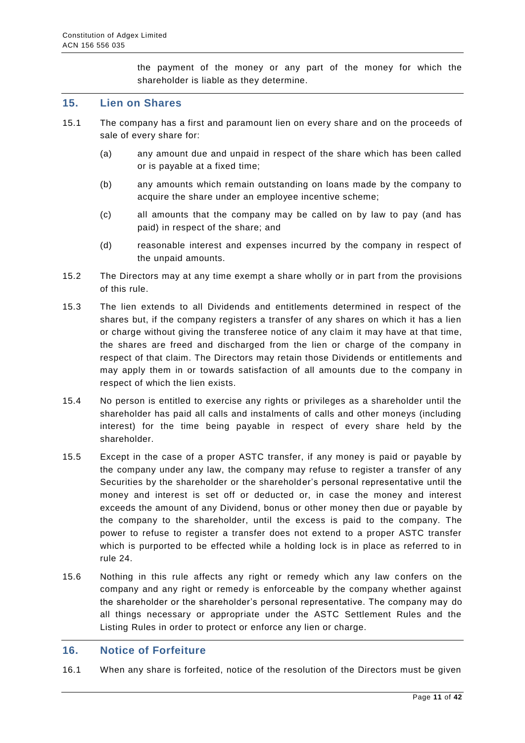the payment of the money or any part of the money for which the shareholder is liable as they determine.

## 15. Lien on Shares

15.1 The company has a first and paramount lien on every share and on the proceeds of sale of every share for:

(a) any amount due and unpaid in respect of the share which has been called or is payable at a fixed time;

(b) any amounts which remain outstanding on loans made by the company to acquire the share under an employee incentive scheme;

(c) all amounts that the company may be called on by law to pay (and has paid) in respect of the share; and

(d) reasonable interest and expenses incurred by the company in respect of the unpaid amounts.

15.2 The Directors may at any time exempt a share wholly or in part from the provisions of this rule.

15.3 The lien extends to all Dividends and entitlements determined in respect of the shares but, if the company registers a transfer of any shares on which it has a lien or charge without giving the transferee notice of any claim it may have at that time, the shares are freed and discharged from the lien or charge of the company in respect of that claim. The Directors may retain those Dividends or entitlements and may apply them in or towards satisfaction of all amounts due to the company in respect of which the lien exists.

15.4 No person is entitled to exercise any rights or privileges as a shareholder until the shareholder has paid all calls and instalments of calls and other moneys (including interest) for the time being payable in respect of every share held by the shareholder.

15.5 Except in the case of a proper ASTC transfer, if any money is paid or payable by the company under any law, the company may refuse to register a transfer of any Securities by the shareholder or the shareholder's personal representative until the money and interest is set off or deducted or, in case the money and interest exceeds the amount of any Dividend, bonus or other money then due or payable by the company to the shareholder, until the excess is paid to the company. The power to refuse to register a transfer does not extend to a proper ASTC transfer which is purported to be effected while a holding lock is in place as referred to in rule 24.

15.6 Nothing in this rule affects any right or remedy which any law confers on the company and any right or remedy is enforceable by the company whether against the shareholder or the shareholder's personal representative. The company may do all things necessary or appropriate under the ASTC Settlement Rules and the Listing Rules in order to protect or enforce any lien or charge.

## 16. Notice of Forfeiture

16.1 When any share is forfeited, notice of the resolution of the Directors must be given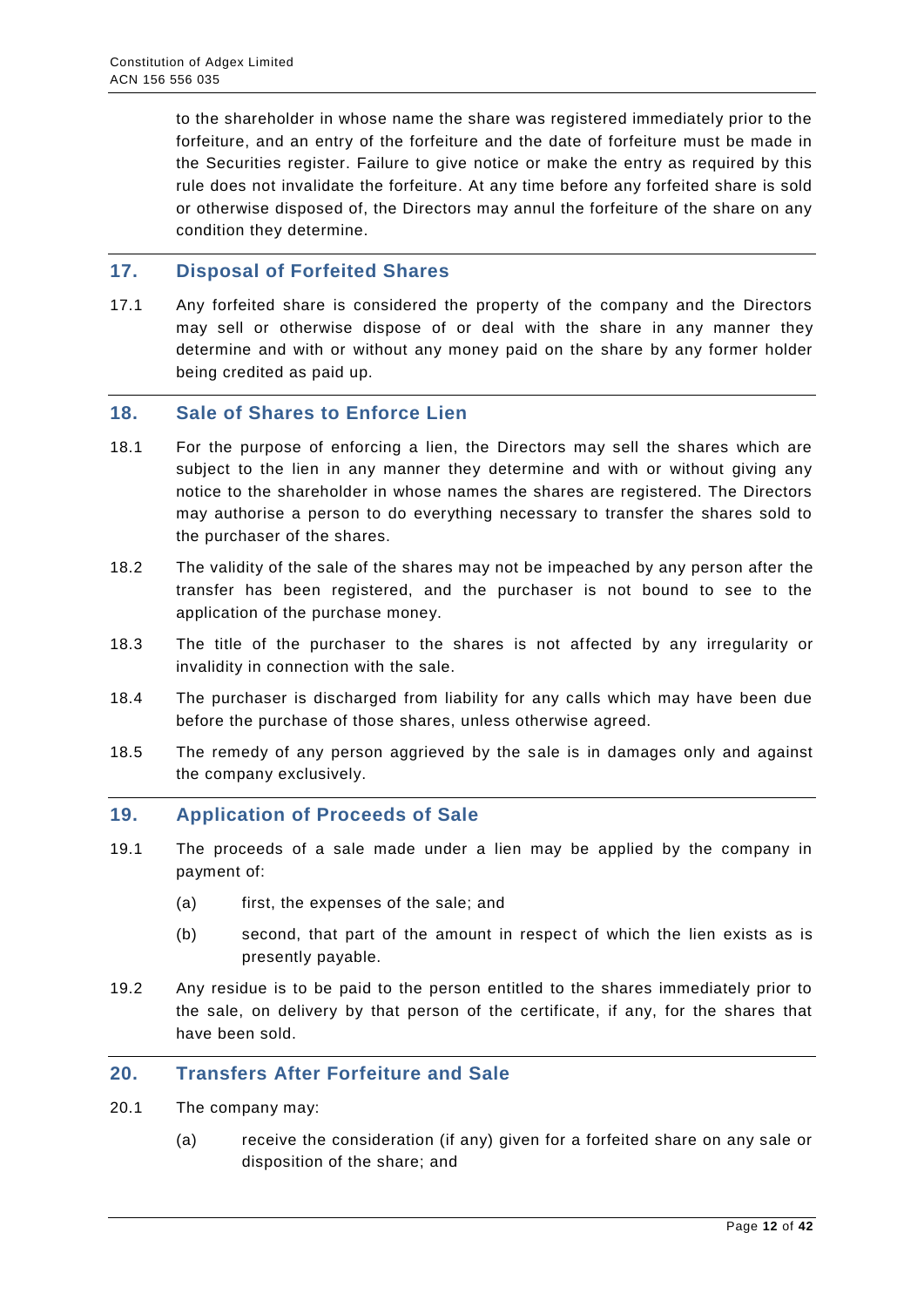to the shareholder in whose name the share was registered immediately prior to the forfeiture, and an entry of the forfeiture and the date of forfeiture must be made in the Securities register. Failure to give notice or make the entry as required by this rule does not invalidate the forfeiture. At any time before any forfeited share is sold or otherwise disposed of, the Directors may annul the forfeiture of the share on any condition they determine.

## 17. Disposal of Forfeited Shares

17.1 Any forfeited share is considered the property of the company and the Directors may sell or otherwise dispose of or deal with the share in any manner they determine and with or without any money paid on the share by any former holder being credited as paid up.

## 18. Sale of Shares to Enforce Lien

18.1 For the purpose of enforcing a lien, the Directors may sell the shares which are subject to the lien in any manner they determine and with or without giving any notice to the shareholder in whose names the shares are registered. The Directors may authorise a person to do everything necessary to transfer the shares sold to the purchaser of the shares.

18.2 The validity of the sale of the shares may not be impeached by any person after the transfer has been registered, and the purchaser is not bound to see to the application of the purchase money.

18.3 The title of the purchaser to the shares is not affected by any irregularity or invalidity in connection with the sale.

18.4 The purchaser is discharged from liability for any calls which may have been due before the purchase of those shares, unless otherwise agreed.

18.5 The remedy of any person aggrieved by the sale is in damages only and against the company exclusively.

## 19. Application of Proceeds of Sale

19.1 The proceeds of a sale made under a lien may be applied by the company in payment of:

(a) first, the expenses of the sale; and

(b) second, that part of the amount in respect of which the lien exists as is presently payable.

19.2 Any residue is to be paid to the person entitled to the shares immediately prior to the sale, on delivery by that person of the certificate, if any, for the shares that have been sold.

## 20. Transfers After Forfeiture and Sale

20.1 The company may:

(a) receive the consideration (if any) given for a forfeited share on any sale or disposition of the share; and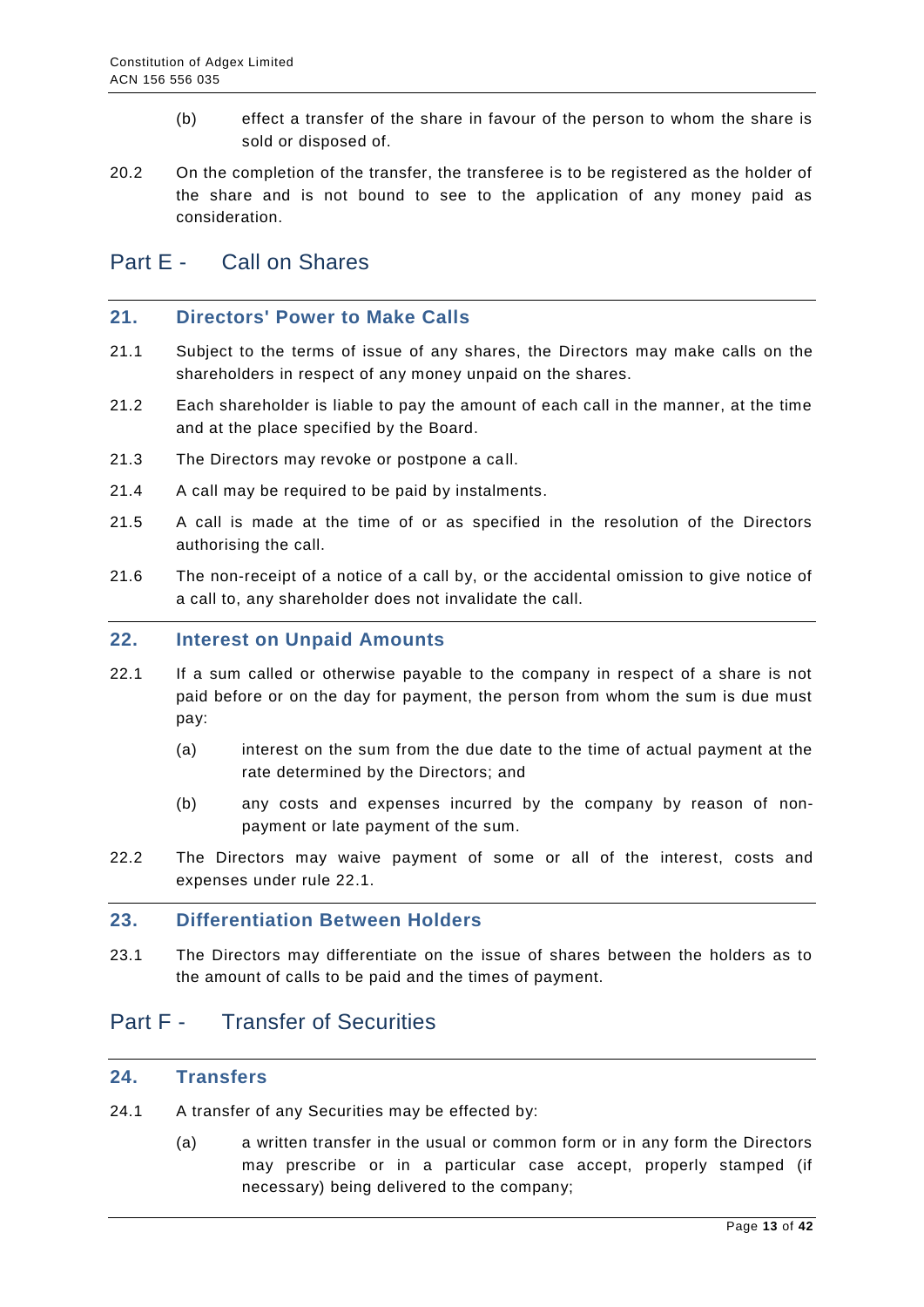(b) effect a transfer of the share in favour of the person to whom the share is sold or disposed of.

20.2 On the completion of the transfer, the transferee is to be registered as the holder of the share and is not bound to see to the application of any money paid as consideration.

# Part E - Call on Shares

## 21. Directors' Power to Make Calls

21.1 Subject to the terms of issue of any shares, the Directors may make calls on the shareholders in respect of any money unpaid on the shares.

21.2 Each shareholder is liable to pay the amount of each call in the manner, at the time and at the place specified by the Board.

21.3 The Directors may revoke or postpone a call.

21.4 A call may be required to be paid by instalments.

21.5 A call is made at the time of or as specified in the resolution of the Directors authorising the call.

21.6 The non-receipt of a notice of a call by, or the accidental omission to give notice of a call to, any shareholder does not invalidate the call.

## 22. Interest on Unpaid Amounts

22.1 If a sum called or otherwise payable to the company in respect of a share is not paid before or on the day for payment, the person from whom the sum is due must pay:

(a) interest on the sum from the due date to the time of actual payment at the rate determined by the Directors; and

(b) any costs and expenses incurred by the company by reason of non-payment or late payment of the sum.

22.2 The Directors may waive payment of some or all of the interest, costs and expenses under rule 22.1.

## 23. Differentiation Between Holders

23.1 The Directors may differentiate on the issue of shares between the holders as to the amount of calls to be paid and the times of payment.

# Part F - Transfer of Securities

## 24. Transfers

24.1 A transfer of any Securities may be effected by:

(a) a written transfer in the usual or common form or in any form the Directors may prescribe or in a particular case accept, properly stamped (if necessary) being delivered to the company;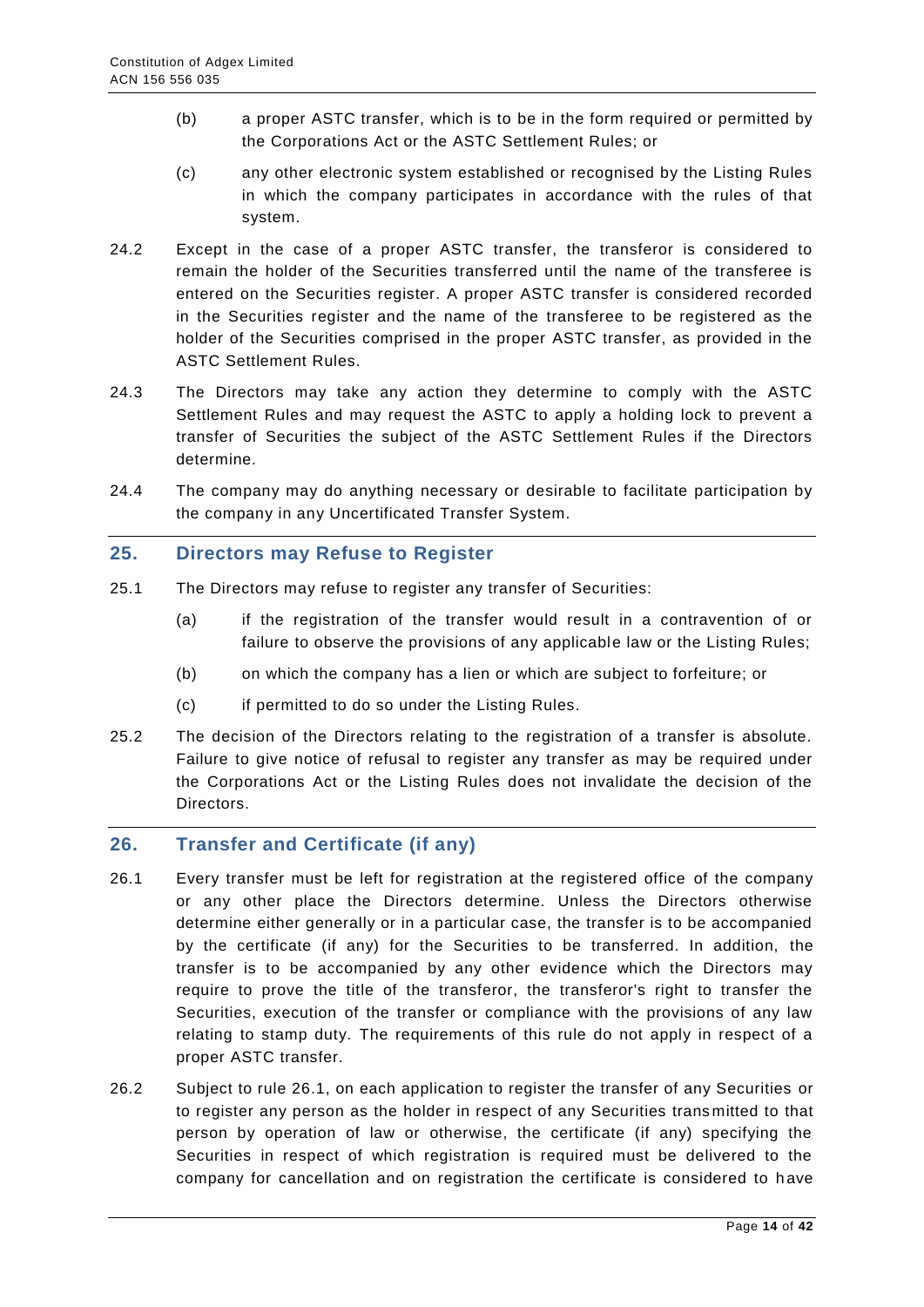(b) a proper ASTC transfer, which is to be in the form required or permitted by the Corporations Act or the ASTC Settlement Rules; or

(c) any other electronic system established or recognised by the Listing Rules in which the company participates in accordance with the rules of that system.

24.2 Except in the case of a proper ASTC transfer, the transferor is considered to remain the holder of the Securities transferred until the name of the transferee is entered on the Securities register. A proper ASTC transfer is considered recorded in the Securities register and the name of the transferee to be registered as the holder of the Securities comprised in the proper ASTC transfer, as provided in the ASTC Settlement Rules.

24.3 The Directors may take any action they determine to comply with the ASTC Settlement Rules and may request the ASTC to apply a holding lock to prevent a transfer of Securities the subject of the ASTC Settlement Rules if the Directors determine.

24.4 The company may do anything necessary or desirable to facilitate participation by the company in any Uncertificated Transfer System.

## 25. Directors may Refuse to Register

25.1 The Directors may refuse to register any transfer of Securities:

(a) if the registration of the transfer would result in a contravention of or failure to observe the provisions of any applicable law or the Listing Rules;

(b) on which the company has a lien or which are subject to forfeiture; or

(c) if permitted to do so under the Listing Rules.

25.2 The decision of the Directors relating to the registration of a transfer is absolute. Failure to give notice of refusal to register any transfer as may be required under the Corporations Act or the Listing Rules does not invalidate the decision of the Directors.

## 26. Transfer and Certificate (if any)

26.1 Every transfer must be left for registration at the registered office of the company or any other place the Directors determine. Unless the Directors otherwise determine either generally or in a particular case, the transfer is to be accompanied by the certificate (if any) for the Securities to be transferred. In addition, the transfer is to be accompanied by any other evidence which the Directors may require to prove the title of the transferor, the transferor's right to transfer the Securities, execution of the transfer or compliance with the provisions of any law relating to stamp duty. The requirements of this rule do not apply in respect of a proper ASTC transfer.

26.2 Subject to rule 26.1, on each application to register the transfer of any Securities or to register any person as the holder in respect of any Securities transmitted to that person by operation of law or otherwise, the certificate (if any) specifying the Securities in respect of which registration is required must be delivered to the company for cancellation and on registration the certificate is considered to have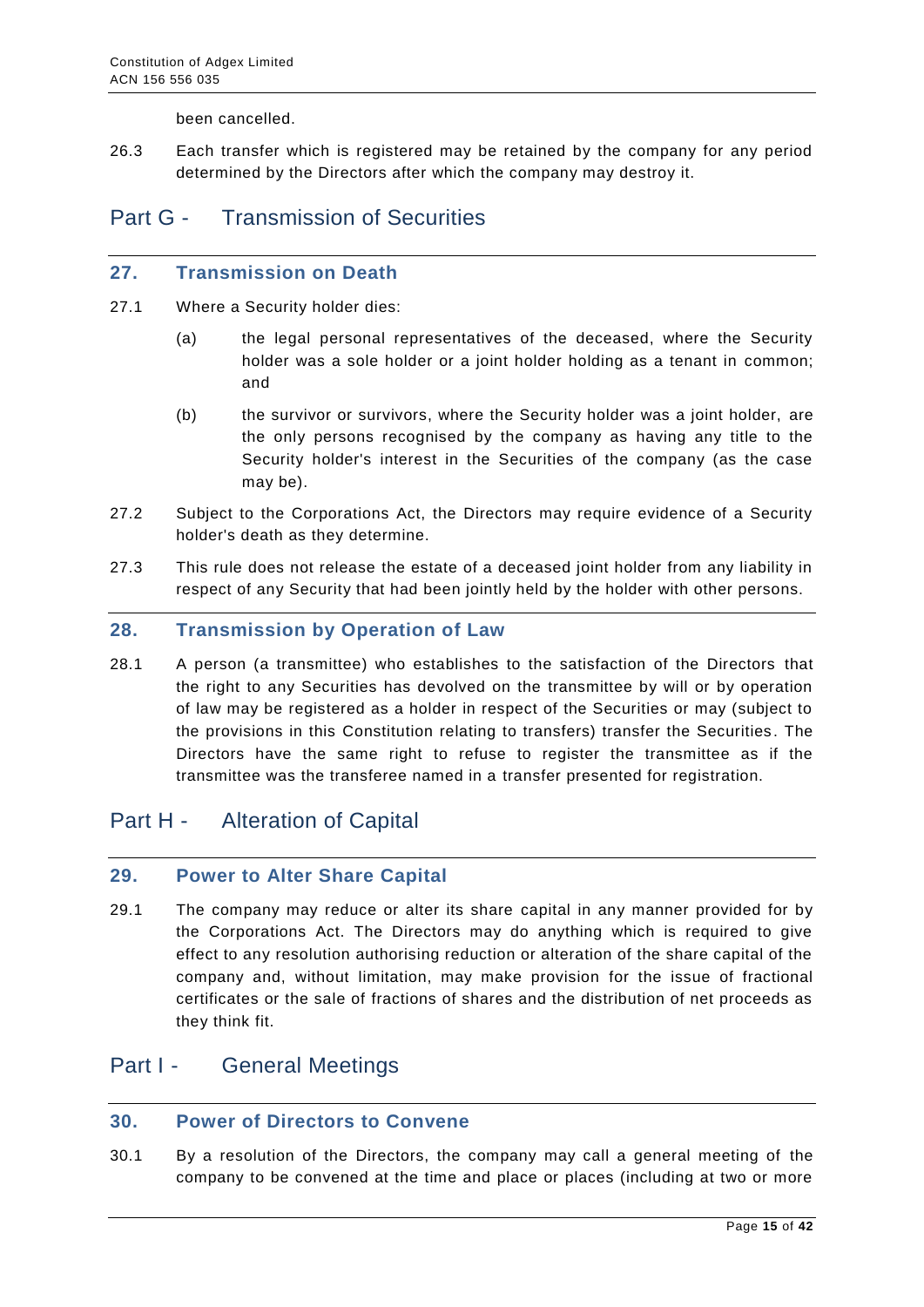been cancelled.

26.3 Each transfer which is registered may be retained by the company for any period determined by the Directors after which the company may destroy it.

# Part G - Transmission of Securities

## 27. Transmission on Death

27.1 Where a Security holder dies:

(a) the legal personal representatives of the deceased, where the Security holder was a sole holder or a joint holder holding as a tenant in common; and

(b) the survivor or survivors, where the Security holder was a joint holder, are the only persons recognised by the company as having any title to the Security holder's interest in the Securities of the company (as the case may be).

27.2 Subject to the Corporations Act, the Directors may require evidence of a Security holder's death as they determine.

27.3 This rule does not release the estate of a deceased joint holder from any liability in respect of any Security that had been jointly held by the holder with other persons.

## 28. Transmission by Operation of Law

28.1 A person (a transmittee) who establishes to the satisfaction of the Directors that the right to any Securities has devolved on the transmittee by will or by operation of law may be registered as a holder in respect of the Securities or may (subject to the provisions in this Constitution relating to transfers) transfer the Securities. The Directors have the same right to refuse to register the transmittee as if the transmittee was the transferee named in a transfer presented for registration.

# Part H - Alteration of Capital

## 29. Power to Alter Share Capital

29.1 The company may reduce or alter its share capital in any manner provided for by the Corporations Act. The Directors may do anything which is required to give effect to any resolution authorising reduction or alteration of the share capital of the company and, without limitation, may make provision for the issue of fractional certificates or the sale of fractions of shares and the distribution of net proceeds as they think fit.

# Part I - General Meetings

## 30. Power of Directors to Convene

30.1 By a resolution of the Directors, the company may call a general meeting of the company to be convened at the time and place or places (including at two or more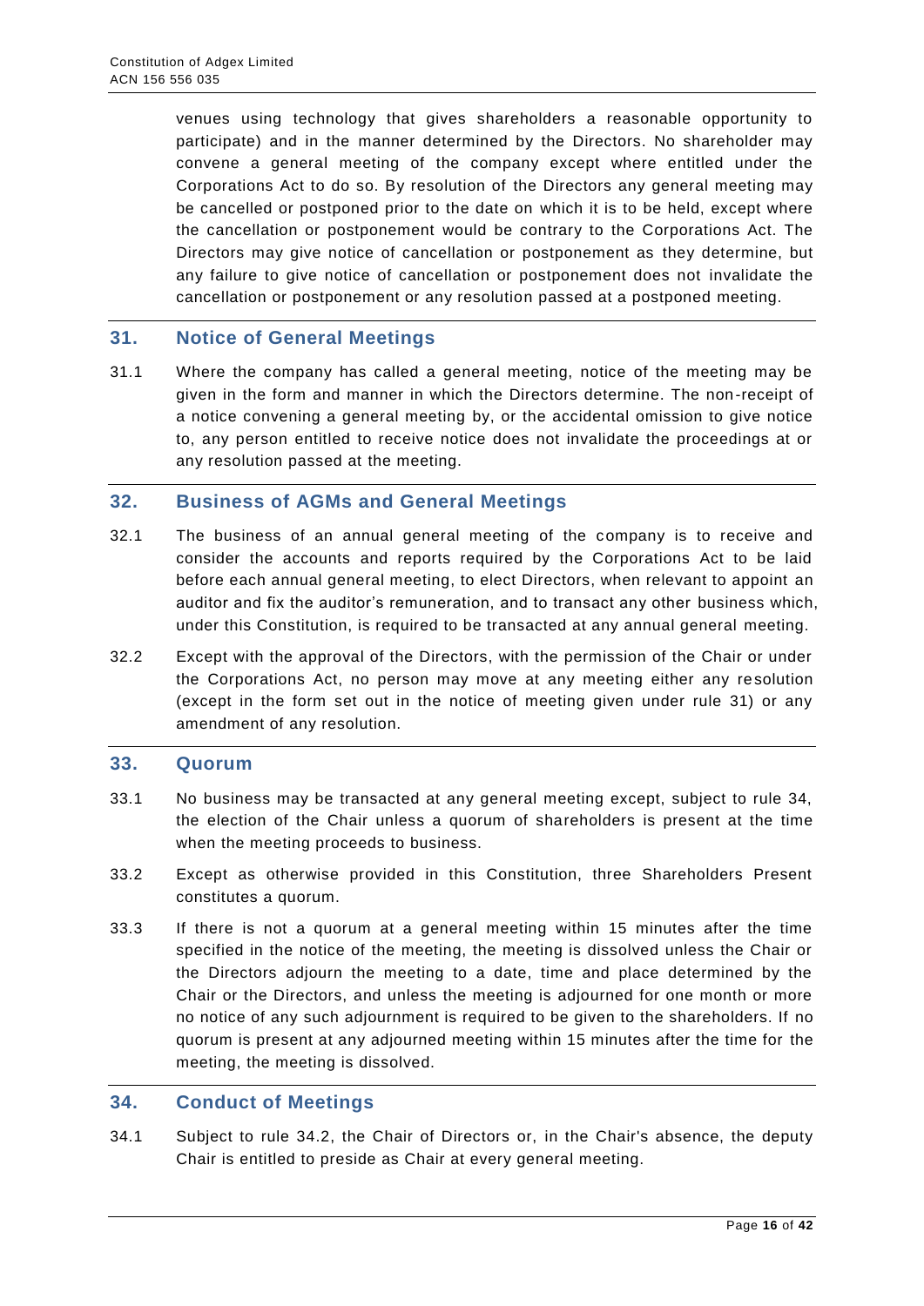venues using technology that gives shareholders a reasonable opportunity to participate) and in the manner determined by the Directors. No shareholder may convene a general meeting of the company except where entitled under the Corporations Act to do so. By resolution of the Directors any general meeting may be cancelled or postponed prior to the date on which it is to be held, except where the cancellation or postponement would be contrary to the Corporations Act. The Directors may give notice of cancellation or postponement as they determine, but any failure to give notice of cancellation or postponement does not invalidate the cancellation or postponement or any resolution passed at a postponed meeting.

## 31. Notice of General Meetings

31.1 Where the company has called a general meeting, notice of the meeting may be given in the form and manner in which the Directors determine. The non-receipt of a notice convening a general meeting by, or the accidental omission to give notice to, any person entitled to receive notice does not invalidate the proceedings at or any resolution passed at the meeting.

## 32. Business of AGMs and General Meetings

32.1 The business of an annual general meeting of the company is to receive and consider the accounts and reports required by the Corporations Act to be laid before each annual general meeting, to elect Directors, when relevant to appoint an auditor and fix the auditor's remuneration, and to transact any other business which, under this Constitution, is required to be transacted at any annual general meeting.

32.2 Except with the approval of the Directors, with the permission of the Chair or under the Corporations Act, no person may move at any meeting either any resolution (except in the form set out in the notice of meeting given under rule 31) or any amendment of any resolution.

## 33. Quorum

33.1 No business may be transacted at any general meeting except, subject to rule 34, the election of the Chair unless a quorum of shareholders is present at the time when the meeting proceeds to business.

33.2 Except as otherwise provided in this Constitution, three Shareholders Present constitutes a quorum.

33.3 If there is not a quorum at a general meeting within 15 minutes after the time specified in the notice of the meeting, the meeting is dissolved unless the Chair or the Directors adjourn the meeting to a date, time and place determined by the Chair or the Directors, and unless the meeting is adjourned for one month or more no notice of any such adjournment is required to be given to the shareholders. If no quorum is present at any adjourned meeting within 15 minutes after the time for the meeting, the meeting is dissolved.

## 34. Conduct of Meetings

34.1 Subject to rule 34.2, the Chair of Directors or, in the Chair's absence, the deputy Chair is entitled to preside as Chair at every general meeting.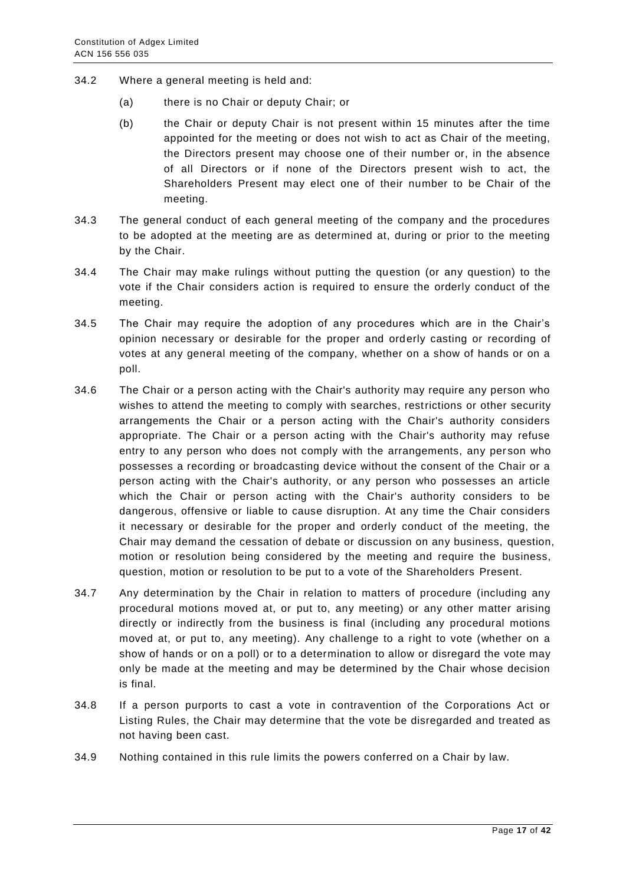34.2 Where a general meeting is held and:

(a) there is no Chair or deputy Chair; or

(b) the Chair or deputy Chair is not present within 15 minutes after the time appointed for the meeting or does not wish to act as Chair of the meeting, the Directors present may choose one of their number or, in the absence of all Directors or if none of the Directors present wish to act, the Shareholders Present may elect one of their number to be Chair of the meeting.

34.3 The general conduct of each general meeting of the company and the procedures to be adopted at the meeting are as determined at, during or prior to the meeting by the Chair.

34.4 The Chair may make rulings without putting the question (or any question) to the vote if the Chair considers action is required to ensure the orderly conduct of the meeting.

34.5 The Chair may require the adoption of any procedures which are in the Chair's opinion necessary or desirable for the proper and orderly casting or recording of votes at any general meeting of the company, whether on a show of hands or on a poll.

34.6 The Chair or a person acting with the Chair's authority may require any person who wishes to attend the meeting to comply with searches, restrictions or other security arrangements the Chair or a person acting with the Chair's authority considers appropriate. The Chair or a person acting with the Chair's authority may refuse entry to any person who does not comply with the arrangements, any person who possesses a recording or broadcasting device without the consent of the Chair or a person acting with the Chair's authority, or any person who possesses an article which the Chair or person acting with the Chair's authority considers to be dangerous, offensive or liable to cause disruption. At any time the Chair considers it necessary or desirable for the proper and orderly conduct of the meeting, the Chair may demand the cessation of debate or discussion on any business, question, motion or resolution being considered by the meeting and require the business, question, motion or resolution to be put to a vote of the Shareholders Present.

34.7 Any determination by the Chair in relation to matters of procedure (including any procedural motions moved at, or put to, any meeting) or any other matter arising directly or indirectly from the business is final (including any procedural motions moved at, or put to, any meeting). Any challenge to a right to vote (whether on a show of hands or on a poll) or to a determination to allow or disregard the vote may only be made at the meeting and may be determined by the Chair whose decision is final.

34.8 If a person purports to cast a vote in contravention of the Corporations Act or Listing Rules, the Chair may determine that the vote be disregarded and treated as not having been cast.

34.9 Nothing contained in this rule limits the powers conferred on a Chair by law.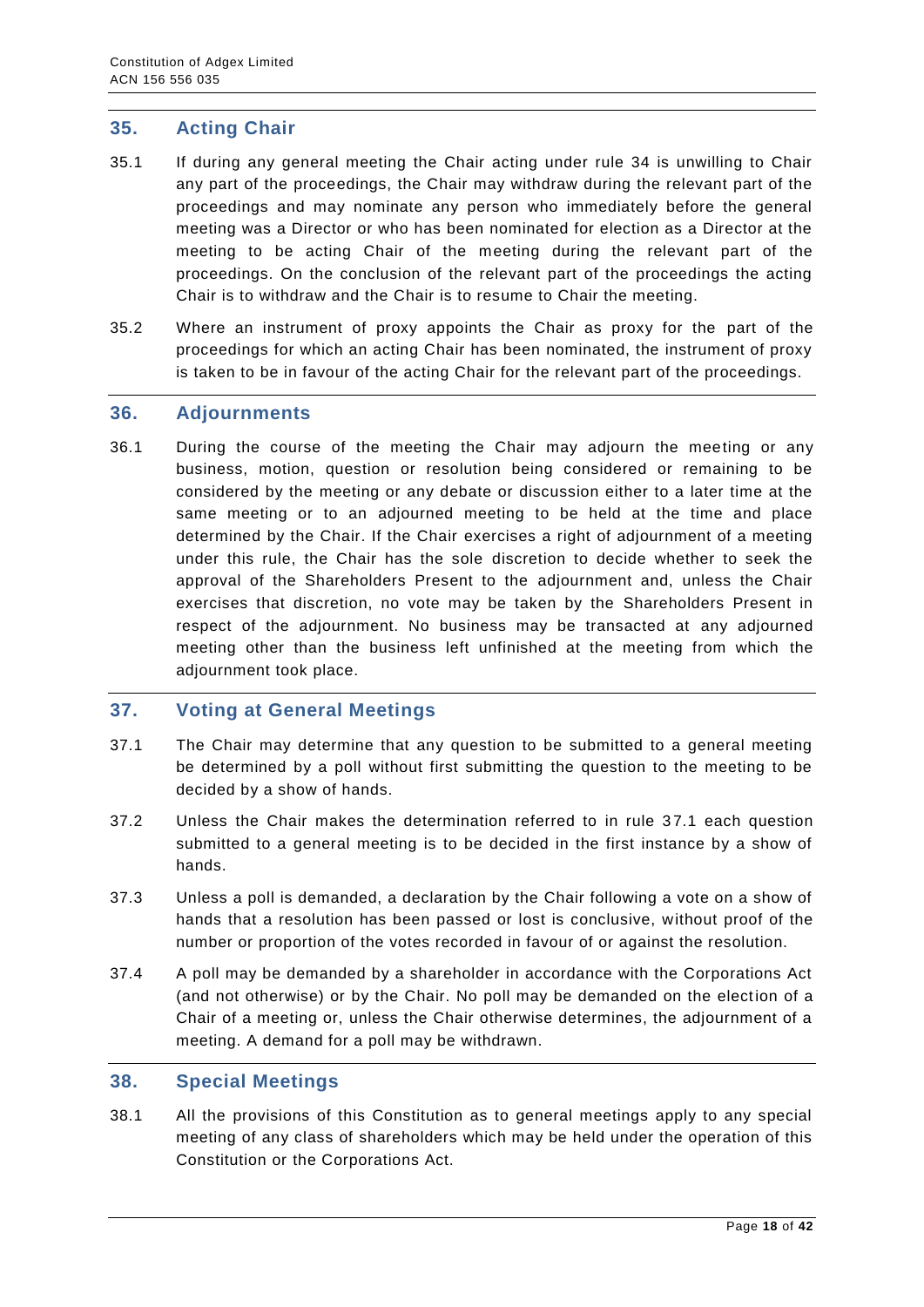## 35. Acting Chair

35.1 If during any general meeting the Chair acting under rule 34 is unwilling to Chair any part of the proceedings, the Chair may withdraw during the relevant part of the proceedings and may nominate any person who immediately before the general meeting was a Director or who has been nominated for election as a Director at the meeting to be acting Chair of the meeting during the relevant part of the proceedings. On the conclusion of the relevant part of the proceedings the acting Chair is to withdraw and the Chair is to resume to Chair the meeting.

35.2 Where an instrument of proxy appoints the Chair as proxy for the part of the proceedings for which an acting Chair has been nominated, the instrument of proxy is taken to be in favour of the acting Chair for the relevant part of the proceedings.

## 36. Adjournments

36.1 During the course of the meeting the Chair may adjourn the meeting or any business, motion, question or resolution being considered or remaining to be considered by the meeting or any debate or discussion either to a later time at the same meeting or to an adjourned meeting to be held at the time and place determined by the Chair. If the Chair exercises a right of adjournment of a meeting under this rule, the Chair has the sole discretion to decide whether to seek the approval of the Shareholders Present to the adjournment and, unless the Chair exercises that discretion, no vote may be taken by the Shareholders Present in respect of the adjournment. No business may be transacted at any adjourned meeting other than the business left unfinished at the meeting from which the adjournment took place.

## 37. Voting at General Meetings

37.1 The Chair may determine that any question to be submitted to a general meeting be determined by a poll without first submitting the question to the meeting to be decided by a show of hands.

37.2 Unless the Chair makes the determination referred to in rule 37.1 each question submitted to a general meeting is to be decided in the first instance by a show of hands.

37.3 Unless a poll is demanded, a declaration by the Chair following a vote on a show of hands that a resolution has been passed or lost is conclusive, without proof of the number or proportion of the votes recorded in favour of or against the resolution.

37.4 A poll may be demanded by a shareholder in accordance with the Corporations Act (and not otherwise) or by the Chair. No poll may be demanded on the election of a Chair of a meeting or, unless the Chair otherwise determines, the adjournment of a meeting. A demand for a poll may be withdrawn.

## 38. Special Meetings

38.1 All the provisions of this Constitution as to general meetings apply to any special meeting of any class of shareholders which may be held under the operation of this Constitution or the Corporations Act.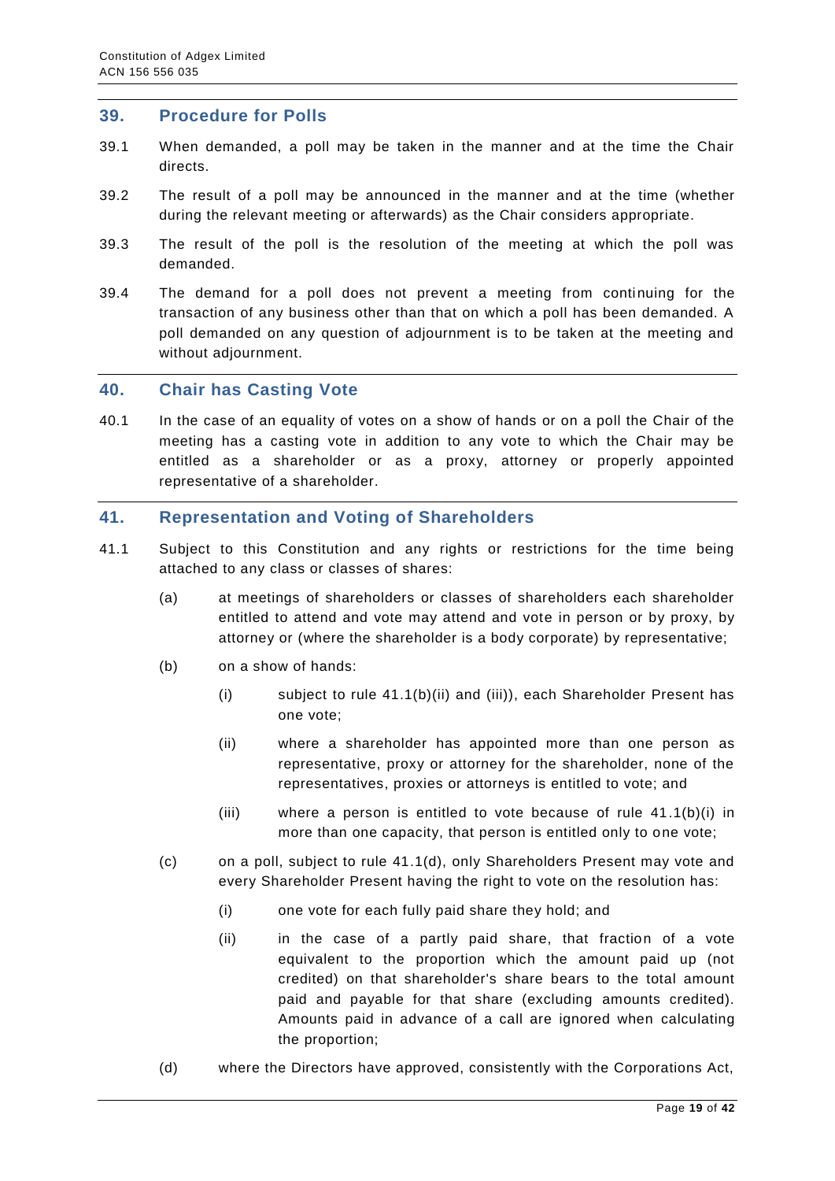## 39. Procedure for Polls

39.1 When demanded, a poll may be taken in the manner and at the time the Chair directs.

39.2 The result of a poll may be announced in the manner and at the time (whether during the relevant meeting or afterwards) as the Chair considers appropriate.

39.3 The result of the poll is the resolution of the meeting at which the poll was demanded.

39.4 The demand for a poll does not prevent a meeting from continuing for the transaction of any business other than that on which a poll has been demanded. A poll demanded on any question of adjournment is to be taken at the meeting and without adjournment.

## 40. Chair has Casting Vote

40.1 In the case of an equality of votes on a show of hands or on a poll the Chair of the meeting has a casting vote in addition to any vote to which the Chair may be entitled as a shareholder or as a proxy, attorney or properly appointed representative of a shareholder.

## 41. Representation and Voting of Shareholders

41.1 Subject to this Constitution and any rights or restrictions for the time being attached to any class or classes of shares:

(a) at meetings of shareholders or classes of shareholders each shareholder entitled to attend and vote may attend and vote in person or by proxy, by attorney or (where the shareholder is a body corporate) by representative;

(b) on a show of hands:

(i) subject to rule 41.1(b)(ii) and (iii)), each Shareholder Present has one vote;

(ii) where a shareholder has appointed more than one person as representative, proxy or attorney for the shareholder, none of the representatives, proxies or attorneys is entitled to vote; and

(iii) where a person is entitled to vote because of rule 41.1(b)(i) in more than one capacity, that person is entitled only to one vote;

(c) on a poll, subject to rule 41.1(d), only Shareholders Present may vote and every Shareholder Present having the right to vote on the resolution has:

(i) one vote for each fully paid share they hold; and

(ii) in the case of a partly paid share, that fraction of a vote equivalent to the proportion which the amount paid up (not credited) on that shareholder's share bears to the total amount paid and payable for that share (excluding amounts credited). Amounts paid in advance of a call are ignored when calculating the proportion;

(d) where the Directors have approved, consistently with the Corporations Act,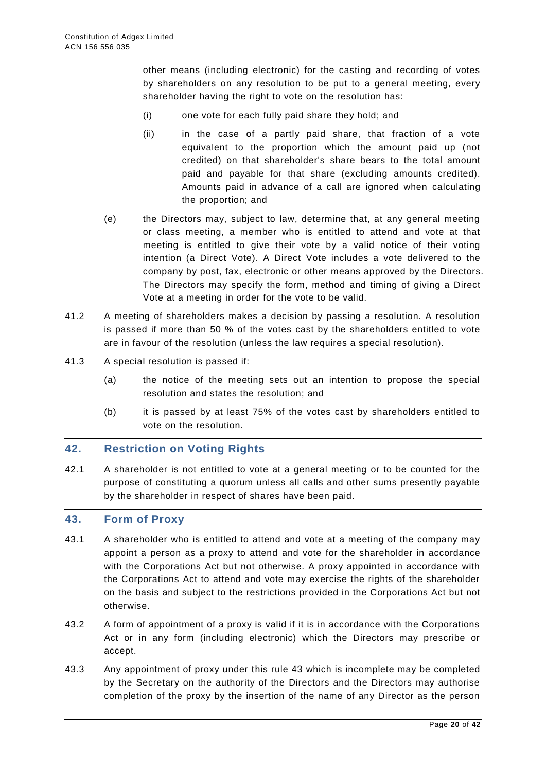other means (including electronic) for the casting and recording of votes by shareholders on any resolution to be put to a general meeting, every shareholder having the right to vote on the resolution has:

(i) one vote for each fully paid share they hold; and

(ii) in the case of a partly paid share, that fraction of a vote equivalent to the proportion which the amount paid up (not credited) on that shareholder's share bears to the total amount paid and payable for that share (excluding amounts credited). Amounts paid in advance of a call are ignored when calculating the proportion; and

(e) the Directors may, subject to law, determine that, at any general meeting or class meeting, a member who is entitled to attend and vote at that meeting is entitled to give their vote by a valid notice of their voting intention (a Direct Vote). A Direct Vote includes a vote delivered to the company by post, fax, electronic or other means approved by the Directors. The Directors may specify the form, method and timing of giving a Direct Vote at a meeting in order for the vote to be valid.

41.2 A meeting of shareholders makes a decision by passing a resolution. A resolution is passed if more than 50 % of the votes cast by the shareholders entitled to vote are in favour of the resolution (unless the law requires a special resolution).

41.3 A special resolution is passed if:

(a) the notice of the meeting sets out an intention to propose the special resolution and states the resolution; and

(b) it is passed by at least 75% of the votes cast by shareholders entitled to vote on the resolution.

## 42. Restriction on Voting Rights

42.1 A shareholder is not entitled to vote at a general meeting or to be counted for the purpose of constituting a quorum unless all calls and other sums presently payable by the shareholder in respect of shares have been paid.

## 43. Form of Proxy

43.1 A shareholder who is entitled to attend and vote at a meeting of the company may appoint a person as a proxy to attend and vote for the shareholder in accordance with the Corporations Act but not otherwise. A proxy appointed in accordance with the Corporations Act to attend and vote may exercise the rights of the shareholder on the basis and subject to the restrictions provided in the Corporations Act but not otherwise.

43.2 A form of appointment of a proxy is valid if it is in accordance with the Corporations Act or in any form (including electronic) which the Directors may prescribe or accept.

43.3 Any appointment of proxy under this rule 43 which is incomplete may be completed by the Secretary on the authority of the Directors and the Directors may authorise completion of the proxy by the insertion of the name of any Director as the person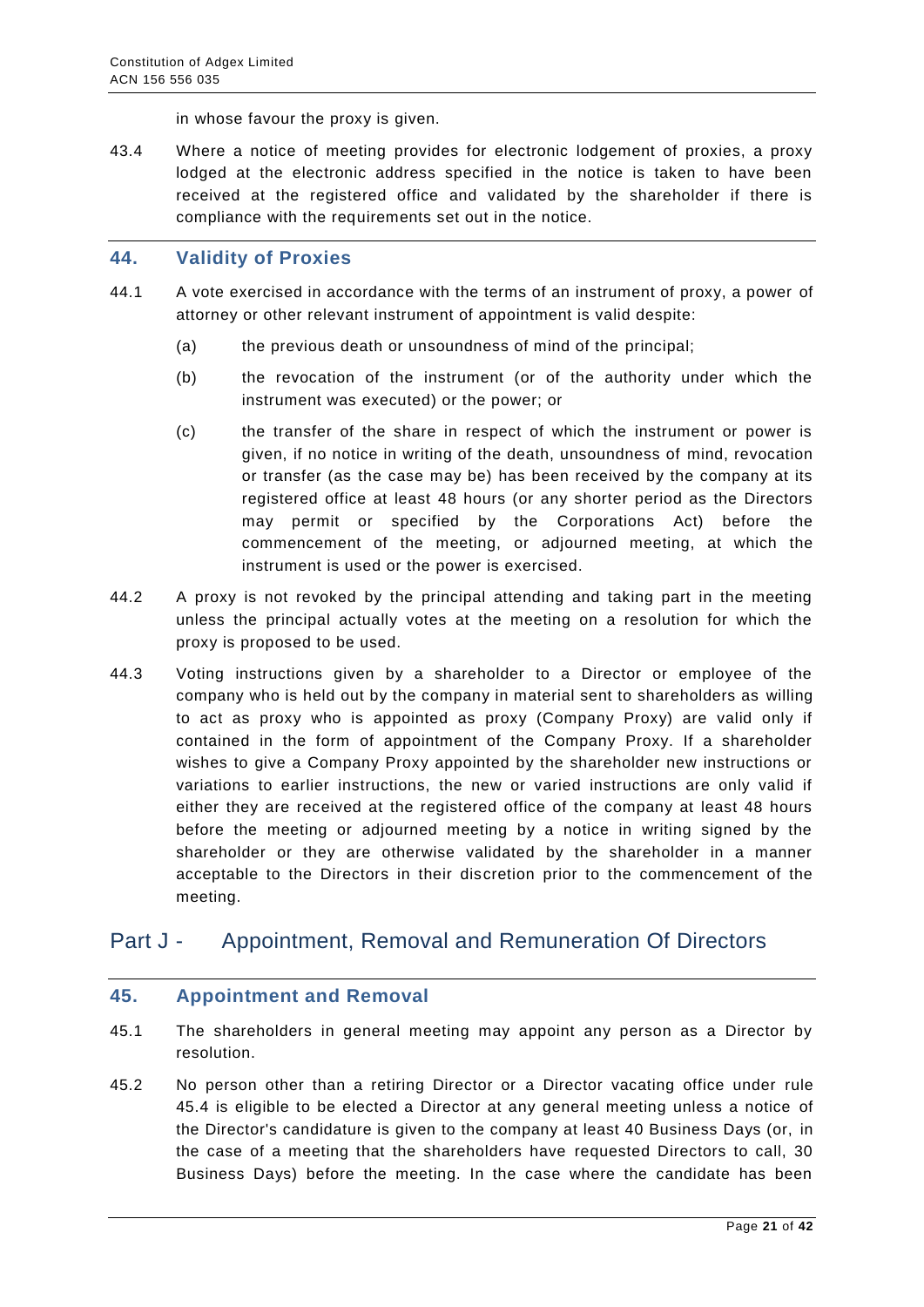in whose favour the proxy is given.

43.4 Where a notice of meeting provides for electronic lodgement of proxies, a proxy lodged at the electronic address specified in the notice is taken to have been received at the registered office and validated by the shareholder if there is compliance with the requirements set out in the notice.

## 44. Validity of Proxies

44.1 A vote exercised in accordance with the terms of an instrument of proxy, a power of attorney or other relevant instrument of appointment is valid despite:

(a) the previous death or unsoundness of mind of the principal;

(b) the revocation of the instrument (or of the authority under which the instrument was executed) or the power; or

(c) the transfer of the share in respect of which the instrument or power is given, if no notice in writing of the death, unsoundness of mind, revocation or transfer (as the case may be) has been received by the company at its registered office at least 48 hours (or any shorter period as the Directors may permit or specified by the Corporations Act) before the commencement of the meeting, or adjourned meeting, at which the instrument is used or the power is exercised.

44.2 A proxy is not revoked by the principal attending and taking part in the meeting unless the principal actually votes at the meeting on a resolution for which the proxy is proposed to be used.

44.3 Voting instructions given by a shareholder to a Director or employee of the company who is held out by the company in material sent to shareholders as willing to act as proxy who is appointed as proxy (Company Proxy) are valid only if contained in the form of appointment of the Company Proxy. If a shareholder wishes to give a Company Proxy appointed by the shareholder new instructions or variations to earlier instructions, the new or varied instructions are only valid if either they are received at the registered office of the company at least 48 hours before the meeting or adjourned meeting by a notice in writing signed by the shareholder or they are otherwise validated by the shareholder in a manner acceptable to the Directors in their discretion prior to the commencement of the meeting.

# Part J - Appointment, Removal and Remuneration Of Directors

## 45. Appointment and Removal

45.1 The shareholders in general meeting may appoint any person as a Director by resolution.

45.2 No person other than a retiring Director or a Director vacating office under rule 45.4 is eligible to be elected a Director at any general meeting unless a notice of the Director's candidature is given to the company at least 40 Business Days (or, in the case of a meeting that the shareholders have requested Directors to call, 30 Business Days) before the meeting. In the case where the candidate has been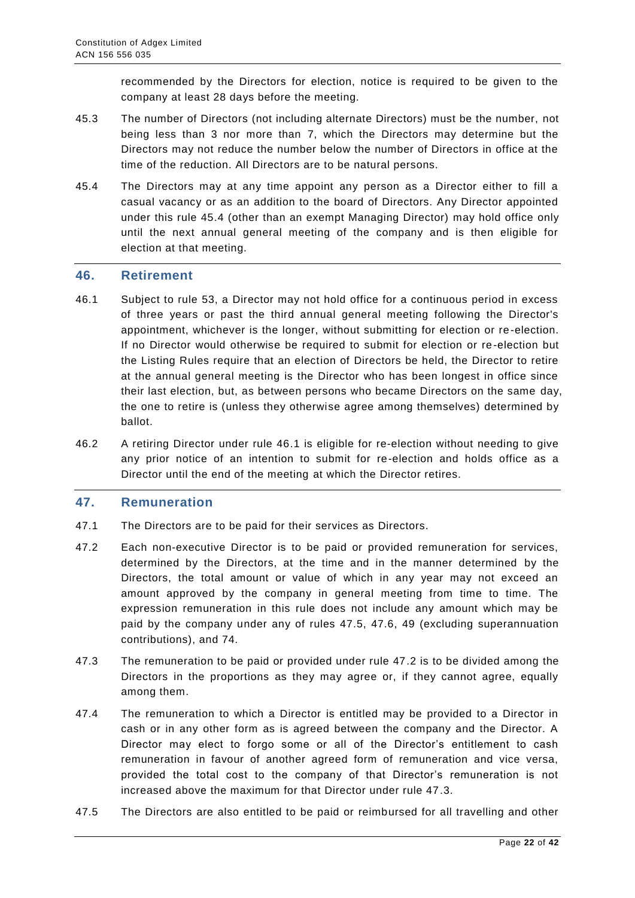recommended by the Directors for election, notice is required to be given to the company at least 28 days before the meeting.

45.3 The number of Directors (not including alternate Directors) must be the number, not being less than 3 nor more than 7, which the Directors may determine but the Directors may not reduce the number below the number of Directors in office at the time of the reduction. All Directors are to be natural persons.

45.4 The Directors may at any time appoint any person as a Director either to fill a casual vacancy or as an addition to the board of Directors. Any Director appointed under this rule 45.4 (other than an exempt Managing Director) may hold office only until the next annual general meeting of the company and is then eligible for election at that meeting.

## 46. Retirement

46.1 Subject to rule 53, a Director may not hold office for a continuous period in excess of three years or past the third annual general meeting following the Director's appointment, whichever is the longer, without submitting for election or re-election. If no Director would otherwise be required to submit for election or re-election but the Listing Rules require that an election of Directors be held, the Director to retire at the annual general meeting is the Director who has been longest in office since their last election, but, as between persons who became Directors on the same day, the one to retire is (unless they otherwise agree among themselves) determined by ballot.

46.2 A retiring Director under rule 46.1 is eligible for re-election without needing to give any prior notice of an intention to submit for re-election and holds office as a Director until the end of the meeting at which the Director retires.

## 47. Remuneration

47.1 The Directors are to be paid for their services as Directors.

47.2 Each non-executive Director is to be paid or provided remuneration for services, determined by the Directors, at the time and in the manner determined by the Directors, the total amount or value of which in any year may not exceed an amount approved by the company in general meeting from time to time. The expression remuneration in this rule does not include any amount which may be paid by the company under any of rules 47.5, 47.6, 49 (excluding superannuation contributions), and 74.

47.3 The remuneration to be paid or provided under rule 47.2 is to be divided among the Directors in the proportions as they may agree or, if they cannot agree, equally among them.

47.4 The remuneration to which a Director is entitled may be provided to a Director in cash or in any other form as is agreed between the company and the Director. A Director may elect to forgo some or all of the Director's entitlement to cash remuneration in favour of another agreed form of remuneration and vice versa, provided the total cost to the company of that Director's remuneration is not increased above the maximum for that Director under rule 47.3.

47.5 The Directors are also entitled to be paid or reimbursed for all travelling and other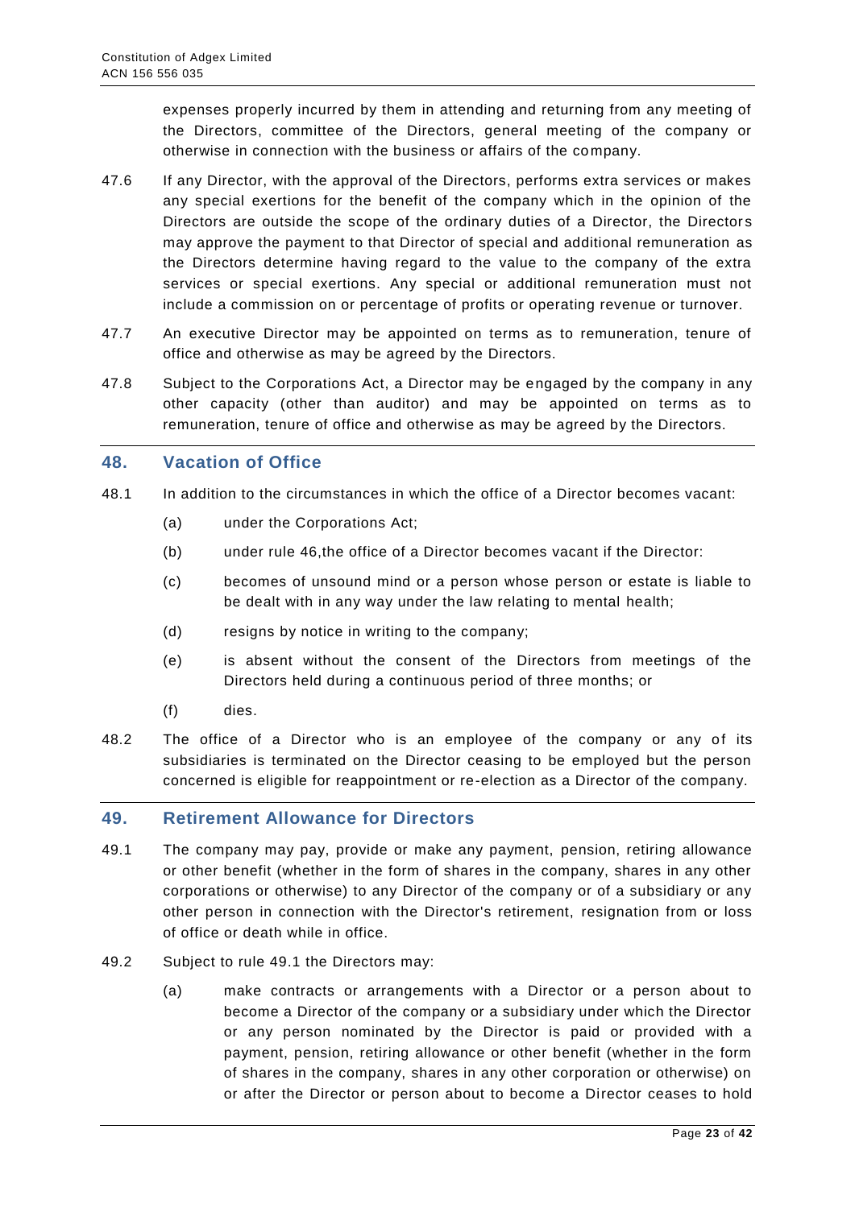expenses properly incurred by them in attending and returning from any meeting of the Directors, committee of the Directors, general meeting of the company or otherwise in connection with the business or affairs of the company.

47.6 If any Director, with the approval of the Directors, performs extra services or makes any special exertions for the benefit of the company which in the opinion of the Directors are outside the scope of the ordinary duties of a Director, the Directors may approve the payment to that Director of special and additional remuneration as the Directors determine having regard to the value to the company of the extra services or special exertions. Any special or additional remuneration must not include a commission on or percentage of profits or operating revenue or turnover.

47.7 An executive Director may be appointed on terms as to remuneration, tenure of office and otherwise as may be agreed by the Directors.

47.8 Subject to the Corporations Act, a Director may be engaged by the company in any other capacity (other than auditor) and may be appointed on terms as to remuneration, tenure of office and otherwise as may be agreed by the Directors.

## 48. Vacation of Office

48.1 In addition to the circumstances in which the office of a Director becomes vacant:

(a) under the Corporations Act;

(b) under rule 46,the office of a Director becomes vacant if the Director:

(c) becomes of unsound mind or a person whose person or estate is liable to be dealt with in any way under the law relating to mental health;

(d) resigns by notice in writing to the company;

(e) is absent without the consent of the Directors from meetings of the Directors held during a continuous period of three months; or

(f) dies.

48.2 The office of a Director who is an employee of the company or any of its subsidiaries is terminated on the Director ceasing to be employed but the person concerned is eligible for reappointment or re-election as a Director of the company.

## 49. Retirement Allowance for Directors

49.1 The company may pay, provide or make any payment, pension, retiring allowance or other benefit (whether in the form of shares in the company, shares in any other corporations or otherwise) to any Director of the company or of a subsidiary or any other person in connection with the Director's retirement, resignation from or loss of office or death while in office.

49.2 Subject to rule 49.1 the Directors may:

(a) make contracts or arrangements with a Director or a person about to become a Director of the company or a subsidiary under which the Director or any person nominated by the Director is paid or provided with a payment, pension, retiring allowance or other benefit (whether in the form of shares in the company, shares in any other corporation or otherwise) on or after the Director or person about to become a Director ceases to hold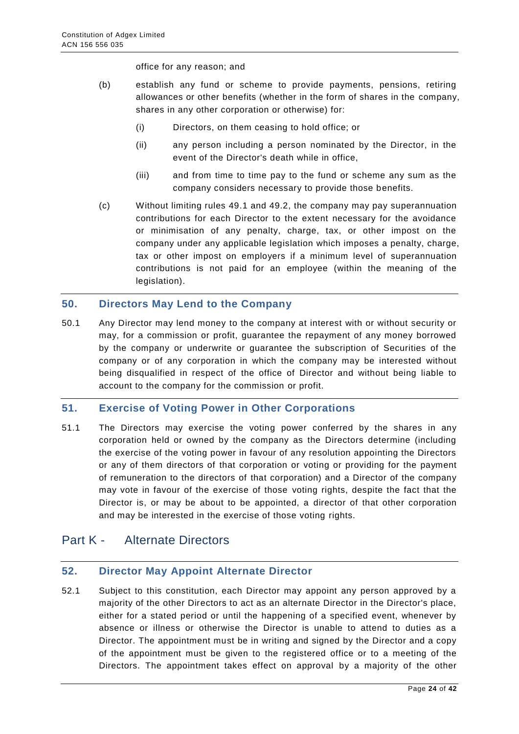office for any reason; and

(b) establish any fund or scheme to provide payments, pensions, retiring allowances or other benefits (whether in the form of shares in the company, shares in any other corporation or otherwise) for:

(i) Directors, on them ceasing to hold office; or

(ii) any person including a person nominated by the Director, in the event of the Director's death while in office,

(iii) and from time to time pay to the fund or scheme any sum as the company considers necessary to provide those benefits.

(c) Without limiting rules 49.1 and 49.2, the company may pay superannuation contributions for each Director to the extent necessary for the avoidance or minimisation of any penalty, charge, tax, or other impost on the company under any applicable legislation which imposes a penalty, charge, tax or other impost on employers if a minimum level of superannuation contributions is not paid for an employee (within the meaning of the legislation).

### 50. Directors May Lend to the Company

50.1 Any Director may lend money to the company at interest with or without security or may, for a commission or profit, guarantee the repayment of any money borrowed by the company or underwrite or guarantee the subscription of Securities of the company or of any corporation in which the company may be interested without being disqualified in respect of the office of Director and without being liable to account to the company for the commission or profit.

### 51. Exercise of Voting Power in Other Corporations

51.1 The Directors may exercise the voting power conferred by the shares in any corporation held or owned by the company as the Directors determine (including the exercise of the voting power in favour of any resolution appointing the Directors or any of them directors of that corporation or voting or providing for the payment of remuneration to the directors of that corporation) and a Director of the company may vote in favour of the exercise of those voting rights, despite the fact that the Director is, or may be about to be appointed, a director of that other corporation and may be interested in the exercise of those voting rights.

## Part K - Alternate Directors

### 52. Director May Appoint Alternate Director

52.1 Subject to this constitution, each Director may appoint any person approved by a majority of the other Directors to act as an alternate Director in the Director's place, either for a stated period or until the happening of a specified event, whenever by absence or illness or otherwise the Director is unable to attend to duties as a Director. The appointment must be in writing and signed by the Director and a copy of the appointment must be given to the registered office or to a meeting of the Directors. The appointment takes effect on approval by a majority of the other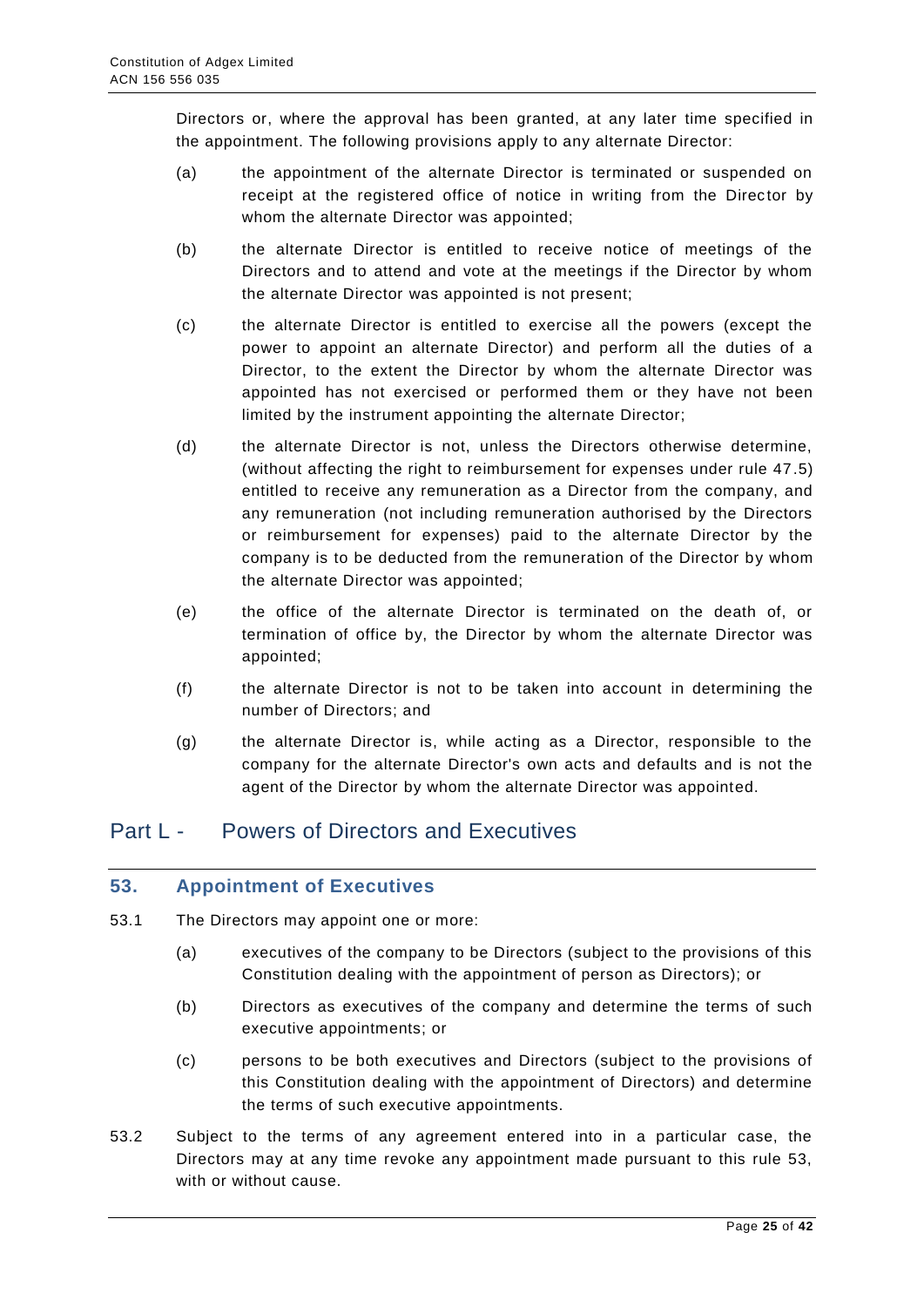Directors or, where the approval has been granted, at any later time specified in the appointment. The following provisions apply to any alternate Director:

(a) the appointment of the alternate Director is terminated or suspended on receipt at the registered office of notice in writing from the Director by whom the alternate Director was appointed;

(b) the alternate Director is entitled to receive notice of meetings of the Directors and to attend and vote at the meetings if the Director by whom the alternate Director was appointed is not present;

(c) the alternate Director is entitled to exercise all the powers (except the power to appoint an alternate Director) and perform all the duties of a Director, to the extent the Director by whom the alternate Director was appointed has not exercised or performed them or they have not been limited by the instrument appointing the alternate Director;

(d) the alternate Director is not, unless the Directors otherwise determine, (without affecting the right to reimbursement for expenses under rule 47.5) entitled to receive any remuneration as a Director from the company, and any remuneration (not including remuneration authorised by the Directors or reimbursement for expenses) paid to the alternate Director by the company is to be deducted from the remuneration of the Director by whom the alternate Director was appointed;

(e) the office of the alternate Director is terminated on the death of, or termination of office by, the Director by whom the alternate Director was appointed;

(f) the alternate Director is not to be taken into account in determining the number of Directors; and

(g) the alternate Director is, while acting as a Director, responsible to the company for the alternate Director's own acts and defaults and is not the agent of the Director by whom the alternate Director was appointed.

# Part L - Powers of Directors and Executives

## 53. Appointment of Executives

53.1 The Directors may appoint one or more:

(a) executives of the company to be Directors (subject to the provisions of this Constitution dealing with the appointment of person as Directors); or

(b) Directors as executives of the company and determine the terms of such executive appointments; or

(c) persons to be both executives and Directors (subject to the provisions of this Constitution dealing with the appointment of Directors) and determine the terms of such executive appointments.

53.2 Subject to the terms of any agreement entered into in a particular case, the Directors may at any time revoke any appointment made pursuant to this rule 53, with or without cause.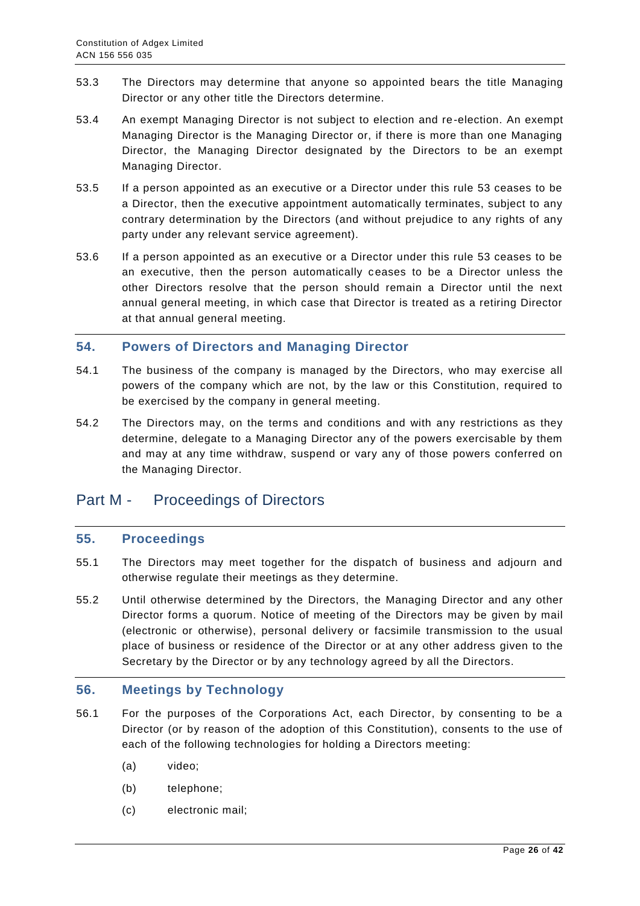53.3 The Directors may determine that anyone so appointed bears the title Managing Director or any other title the Directors determine.

53.4 An exempt Managing Director is not subject to election and re-election. An exempt Managing Director is the Managing Director or, if there is more than one Managing Director, the Managing Director designated by the Directors to be an exempt Managing Director.

53.5 If a person appointed as an executive or a Director under this rule 53 ceases to be a Director, then the executive appointment automatically terminates, subject to any contrary determination by the Directors (and without prejudice to any rights of any party under any relevant service agreement).

53.6 If a person appointed as an executive or a Director under this rule 53 ceases to be an executive, then the person automatically ceases to be a Director unless the other Directors resolve that the person should remain a Director until the next annual general meeting, in which case that Director is treated as a retiring Director at that annual general meeting.

## 54. Powers of Directors and Managing Director

54.1 The business of the company is managed by the Directors, who may exercise all powers of the company which are not, by the law or this Constitution, required to be exercised by the company in general meeting.

54.2 The Directors may, on the terms and conditions and with any restrictions as they determine, delegate to a Managing Director any of the powers exercisable by them and may at any time withdraw, suspend or vary any of those powers conferred on the Managing Director.

# Part M - Proceedings of Directors

## 55. Proceedings

55.1 The Directors may meet together for the dispatch of business and adjourn and otherwise regulate their meetings as they determine.

55.2 Until otherwise determined by the Directors, the Managing Director and any other Director forms a quorum. Notice of meeting of the Directors may be given by mail (electronic or otherwise), personal delivery or facsimile transmission to the usual place of business or residence of the Director or at any other address given to the Secretary by the Director or by any technology agreed by all the Directors.

## 56. Meetings by Technology

56.1 For the purposes of the Corporations Act, each Director, by consenting to be a Director (or by reason of the adoption of this Constitution), consents to the use of each of the following technologies for holding a Directors meeting:

(a) video;

(b) telephone;

(c) electronic mail;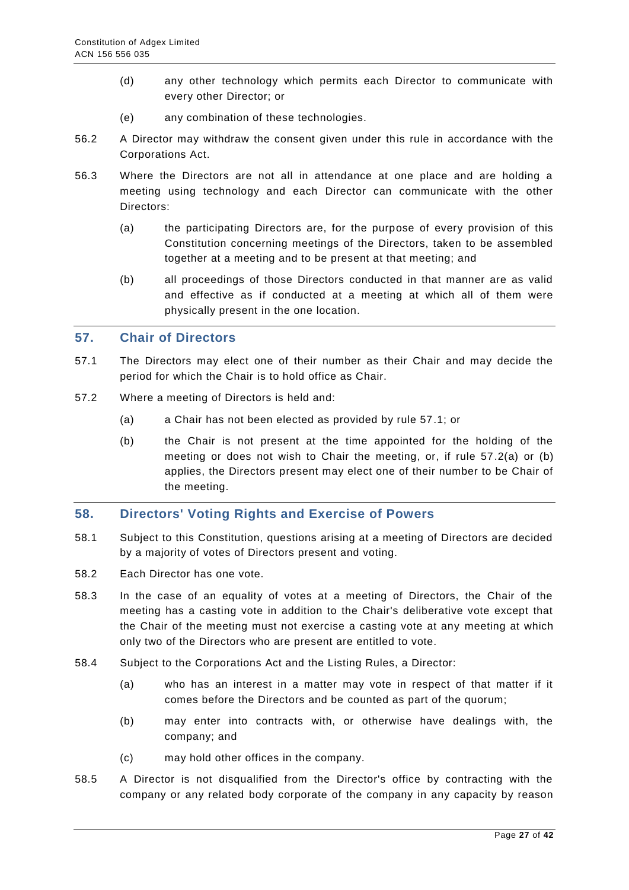(d) any other technology which permits each Director to communicate with every other Director; or

(e) any combination of these technologies.

56.2 A Director may withdraw the consent given under this rule in accordance with the Corporations Act.

56.3 Where the Directors are not all in attendance at one place and are holding a meeting using technology and each Director can communicate with the other Directors:

(a) the participating Directors are, for the purpose of every provision of this Constitution concerning meetings of the Directors, taken to be assembled together at a meeting and to be present at that meeting; and

(b) all proceedings of those Directors conducted in that manner are as valid and effective as if conducted at a meeting at which all of them were physically present in the one location.

## 57. Chair of Directors

57.1 The Directors may elect one of their number as their Chair and may decide the period for which the Chair is to hold office as Chair.

57.2 Where a meeting of Directors is held and:

(a) a Chair has not been elected as provided by rule 57.1; or

(b) the Chair is not present at the time appointed for the holding of the meeting or does not wish to Chair the meeting, or, if rule 57.2(a) or (b) applies, the Directors present may elect one of their number to be Chair of the meeting.

## 58. Directors' Voting Rights and Exercise of Powers

58.1 Subject to this Constitution, questions arising at a meeting of Directors are decided by a majority of votes of Directors present and voting.

58.2 Each Director has one vote.

58.3 In the case of an equality of votes at a meeting of Directors, the Chair of the meeting has a casting vote in addition to the Chair's deliberative vote except that the Chair of the meeting must not exercise a casting vote at any meeting at which only two of the Directors who are present are entitled to vote.

58.4 Subject to the Corporations Act and the Listing Rules, a Director:

(a) who has an interest in a matter may vote in respect of that matter if it comes before the Directors and be counted as part of the quorum;

(b) may enter into contracts with, or otherwise have dealings with, the company; and

(c) may hold other offices in the company.

58.5 A Director is not disqualified from the Director's office by contracting with the company or any related body corporate of the company in any capacity by reason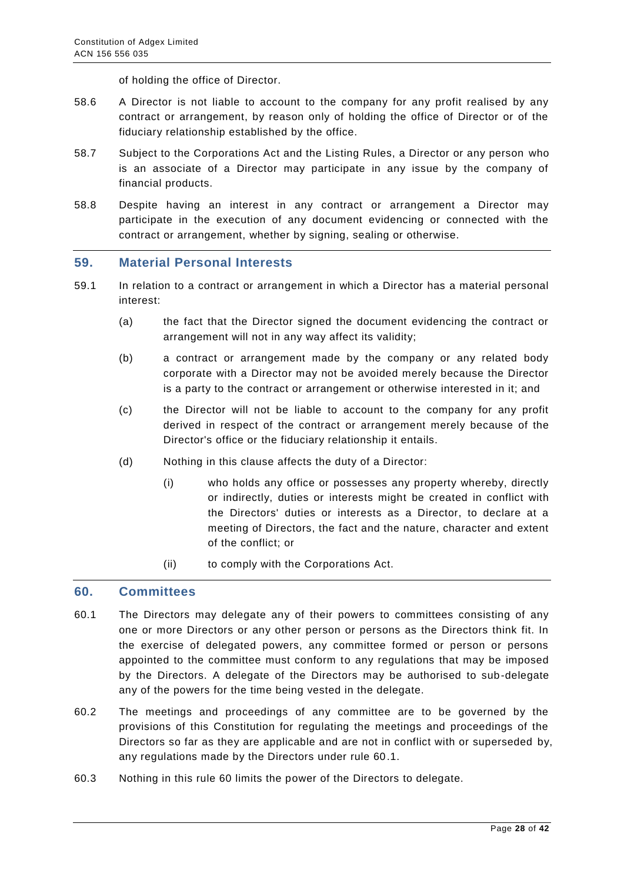of holding the office of Director.

58.6 A Director is not liable to account to the company for any profit realised by any contract or arrangement, by reason only of holding the office of Director or of the fiduciary relationship established by the office.

58.7 Subject to the Corporations Act and the Listing Rules, a Director or any person who is an associate of a Director may participate in any issue by the company of financial products.

58.8 Despite having an interest in any contract or arrangement a Director may participate in the execution of any document evidencing or connected with the contract or arrangement, whether by signing, sealing or otherwise.

## 59. Material Personal Interests

59.1 In relation to a contract or arrangement in which a Director has a material personal interest:

(a) the fact that the Director signed the document evidencing the contract or arrangement will not in any way affect its validity;

(b) a contract or arrangement made by the company or any related body corporate with a Director may not be avoided merely because the Director is a party to the contract or arrangement or otherwise interested in it; and

(c) the Director will not be liable to account to the company for any profit derived in respect of the contract or arrangement merely because of the Director's office or the fiduciary relationship it entails.

(d) Nothing in this clause affects the duty of a Director:

(i) who holds any office or possesses any property whereby, directly or indirectly, duties or interests might be created in conflict with the Directors' duties or interests as a Director, to declare at a meeting of Directors, the fact and the nature, character and extent of the conflict; or

(ii) to comply with the Corporations Act.

## 60. Committees

60.1 The Directors may delegate any of their powers to committees consisting of any one or more Directors or any other person or persons as the Directors think fit. In the exercise of delegated powers, any committee formed or person or persons appointed to the committee must conform to any regulations that may be imposed by the Directors. A delegate of the Directors may be authorised to sub-delegate any of the powers for the time being vested in the delegate.

60.2 The meetings and proceedings of any committee are to be governed by the provisions of this Constitution for regulating the meetings and proceedings of the Directors so far as they are applicable and are not in conflict with or superseded by, any regulations made by the Directors under rule 60.1.

60.3 Nothing in this rule 60 limits the power of the Directors to delegate.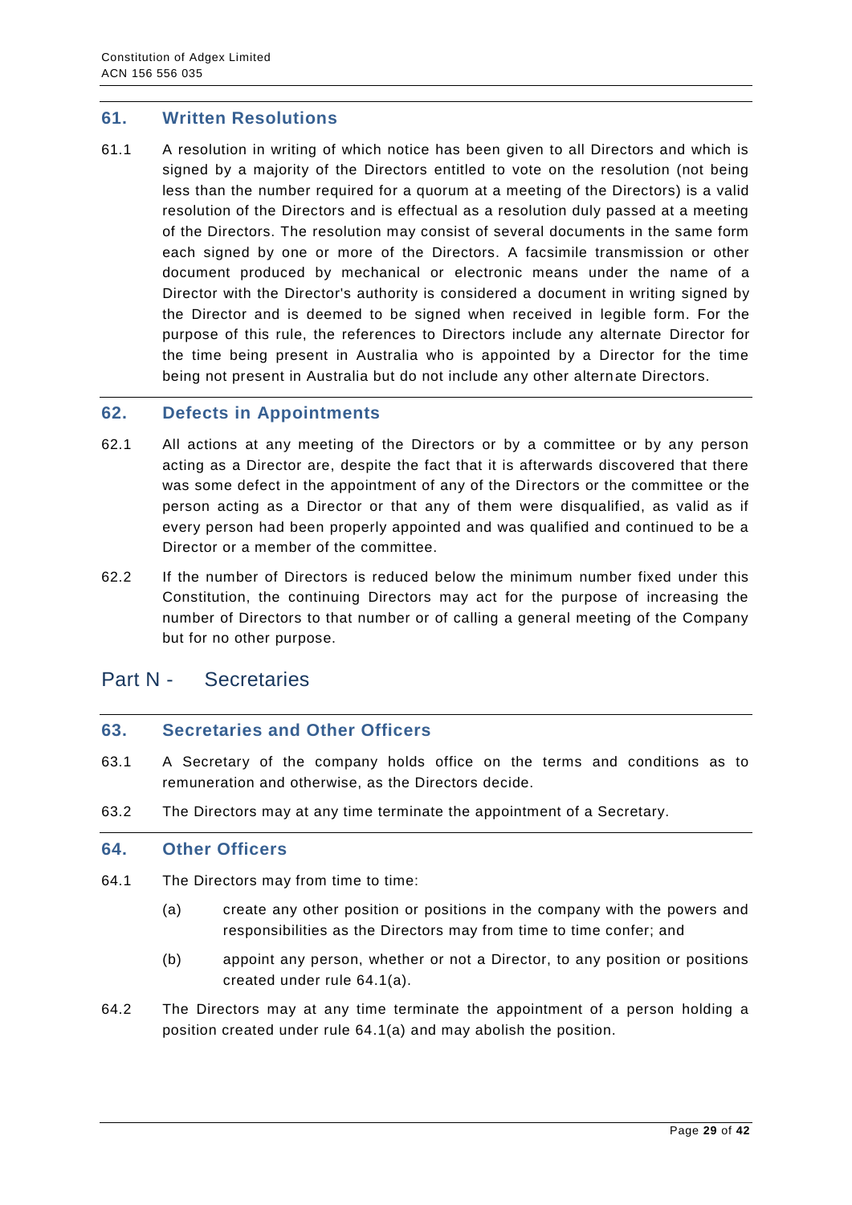## 61. Written Resolutions

61.1 A resolution in writing of which notice has been given to all Directors and which is signed by a majority of the Directors entitled to vote on the resolution (not being less than the number required for a quorum at a meeting of the Directors) is a valid resolution of the Directors and is effectual as a resolution duly passed at a meeting of the Directors. The resolution may consist of several documents in the same form each signed by one or more of the Directors. A facsimile transmission or other document produced by mechanical or electronic means under the name of a Director with the Director's authority is considered a document in writing signed by the Director and is deemed to be signed when received in legible form. For the purpose of this rule, the references to Directors include any alternate Director for the time being present in Australia who is appointed by a Director for the time being not present in Australia but do not include any other alternate Directors.

## 62. Defects in Appointments

62.1 All actions at any meeting of the Directors or by a committee or by any person acting as a Director are, despite the fact that it is afterwards discovered that there was some defect in the appointment of any of the Directors or the committee or the person acting as a Director or that any of them were disqualified, as valid as if every person had been properly appointed and was qualified and continued to be a Director or a member of the committee.

62.2 If the number of Directors is reduced below the minimum number fixed under this Constitution, the continuing Directors may act for the purpose of increasing the number of Directors to that number or of calling a general meeting of the Company but for no other purpose.

# Part N - Secretaries

## 63. Secretaries and Other Officers

63.1 A Secretary of the company holds office on the terms and conditions as to remuneration and otherwise, as the Directors decide.

63.2 The Directors may at any time terminate the appointment of a Secretary.

## 64. Other Officers

64.1 The Directors may from time to time:

(a) create any other position or positions in the company with the powers and responsibilities as the Directors may from time to time confer; and

(b) appoint any person, whether or not a Director, to any position or positions created under rule 64.1(a).

64.2 The Directors may at any time terminate the appointment of a person holding a position created under rule 64.1(a) and may abolish the position.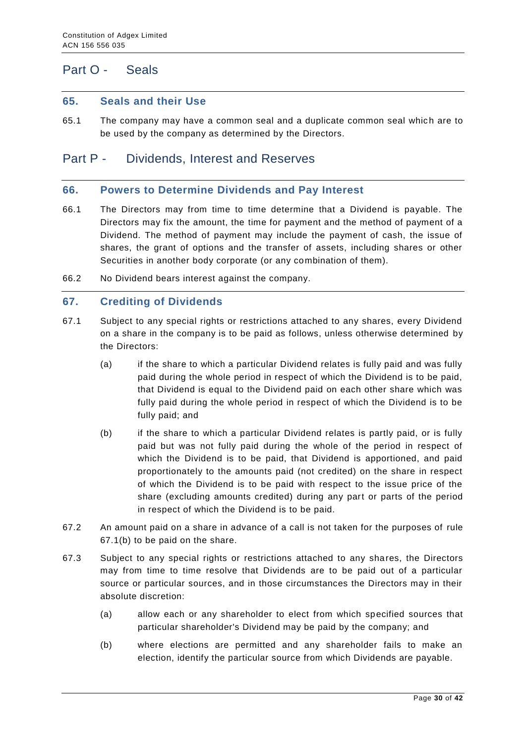# Part O - Seals

## 65. Seals and their Use

65.1 The company may have a common seal and a duplicate common seal which are to be used by the company as determined by the Directors.

# Part P - Dividends, Interest and Reserves

## 66. Powers to Determine Dividends and Pay Interest

66.1 The Directors may from time to time determine that a Dividend is payable. The Directors may fix the amount, the time for payment and the method of payment of a Dividend. The method of payment may include the payment of cash, the issue of shares, the grant of options and the transfer of assets, including shares or other Securities in another body corporate (or any combination of them).

66.2 No Dividend bears interest against the company.

## 67. Crediting of Dividends

67.1 Subject to any special rights or restrictions attached to any shares, every Dividend on a share in the company is to be paid as follows, unless otherwise determined by the Directors:

(a) if the share to which a particular Dividend relates is fully paid and was fully paid during the whole period in respect of which the Dividend is to be paid, that Dividend is equal to the Dividend paid on each other share which was fully paid during the whole period in respect of which the Dividend is to be fully paid; and

(b) if the share to which a particular Dividend relates is partly paid, or is fully paid but was not fully paid during the whole of the period in respect of which the Dividend is to be paid, that Dividend is apportioned, and paid proportionately to the amounts paid (not credited) on the share in respect of which the Dividend is to be paid with respect to the issue price of the share (excluding amounts credited) during any part or parts of the period in respect of which the Dividend is to be paid.

67.2 An amount paid on a share in advance of a call is not taken for the purposes of rule 67.1(b) to be paid on the share.

67.3 Subject to any special rights or restrictions attached to any shares, the Directors may from time to time resolve that Dividends are to be paid out of a particular source or particular sources, and in those circumstances the Directors may in their absolute discretion:

(a) allow each or any shareholder to elect from which specified sources that particular shareholder's Dividend may be paid by the company; and

(b) where elections are permitted and any shareholder fails to make an election, identify the particular source from which Dividends are payable.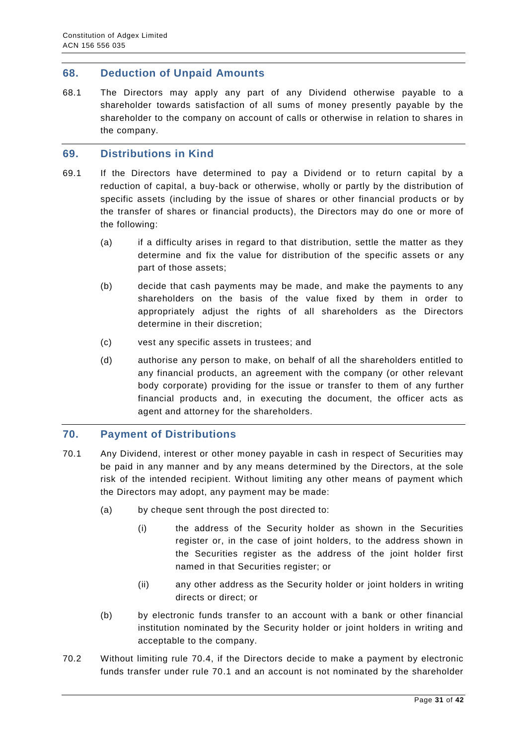## 68. Deduction of Unpaid Amounts

68.1 The Directors may apply any part of any Dividend otherwise payable to a shareholder towards satisfaction of all sums of money presently payable by the shareholder to the company on account of calls or otherwise in relation to shares in the company.

## 69. Distributions in Kind

69.1 If the Directors have determined to pay a Dividend or to return capital by a reduction of capital, a buy-back or otherwise, wholly or partly by the distribution of specific assets (including by the issue of shares or other financial products or by the transfer of shares or financial products), the Directors may do one or more of the following:

(a) if a difficulty arises in regard to that distribution, settle the matter as they determine and fix the value for distribution of the specific assets or any part of those assets;

(b) decide that cash payments may be made, and make the payments to any shareholders on the basis of the value fixed by them in order to appropriately adjust the rights of all shareholders as the Directors determine in their discretion;

(c) vest any specific assets in trustees; and

(d) authorise any person to make, on behalf of all the shareholders entitled to any financial products, an agreement with the company (or other relevant body corporate) providing for the issue or transfer to them of any further financial products and, in executing the document, the officer acts as agent and attorney for the shareholders.

## 70. Payment of Distributions

70.1 Any Dividend, interest or other money payable in cash in respect of Securities may be paid in any manner and by any means determined by the Directors, at the sole risk of the intended recipient. Without limiting any other means of payment which the Directors may adopt, any payment may be made:

(a) by cheque sent through the post directed to:

(i) the address of the Security holder as shown in the Securities register or, in the case of joint holders, to the address shown in the Securities register as the address of the joint holder first named in that Securities register; or

(ii) any other address as the Security holder or joint holders in writing directs or direct; or

(b) by electronic funds transfer to an account with a bank or other financial institution nominated by the Security holder or joint holders in writing and acceptable to the company.

70.2 Without limiting rule 70.4, if the Directors decide to make a payment by electronic funds transfer under rule 70.1 and an account is not nominated by the shareholder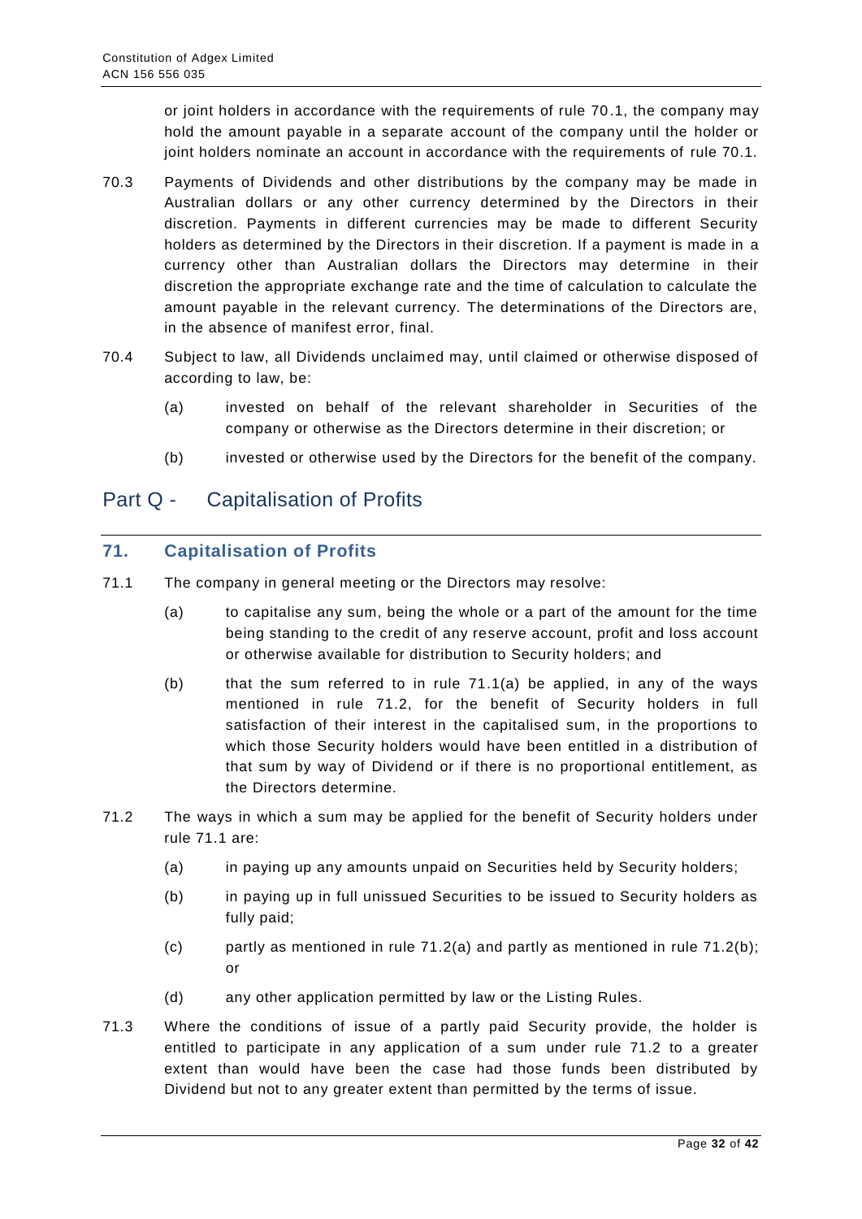or joint holders in accordance with the requirements of rule 70.1, the company may hold the amount payable in a separate account of the company until the holder or joint holders nominate an account in accordance with the requirements of rule 70.1.

70.3 Payments of Dividends and other distributions by the company may be made in Australian dollars or any other currency determined by the Directors in their discretion. Payments in different currencies may be made to different Security holders as determined by the Directors in their discretion. If a payment is made in a currency other than Australian dollars the Directors may determine in their discretion the appropriate exchange rate and the time of calculation to calculate the amount payable in the relevant currency. The determinations of the Directors are, in the absence of manifest error, final.

70.4 Subject to law, all Dividends unclaimed may, until claimed or otherwise disposed of according to law, be:

(a) invested on behalf of the relevant shareholder in Securities of the company or otherwise as the Directors determine in their discretion; or

(b) invested or otherwise used by the Directors for the benefit of the company.

# Part Q - Capitalisation of Profits

## 71. Capitalisation of Profits

71.1 The company in general meeting or the Directors may resolve:

(a) to capitalise any sum, being the whole or a part of the amount for the time being standing to the credit of any reserve account, profit and loss account or otherwise available for distribution to Security holders; and

(b) that the sum referred to in rule 71.1(a) be applied, in any of the ways mentioned in rule 71.2, for the benefit of Security holders in full satisfaction of their interest in the capitalised sum, in the proportions to which those Security holders would have been entitled in a distribution of that sum by way of Dividend or if there is no proportional entitlement, as the Directors determine.

71.2 The ways in which a sum may be applied for the benefit of Security holders under rule 71.1 are:

(a) in paying up any amounts unpaid on Securities held by Security holders;

(b) in paying up in full unissued Securities to be issued to Security holders as fully paid;

(c) partly as mentioned in rule 71.2(a) and partly as mentioned in rule 71.2(b); or

(d) any other application permitted by law or the Listing Rules.

71.3 Where the conditions of issue of a partly paid Security provide, the holder is entitled to participate in any application of a sum under rule 71.2 to a greater extent than would have been the case had those funds been distributed by Dividend but not to any greater extent than permitted by the terms of issue.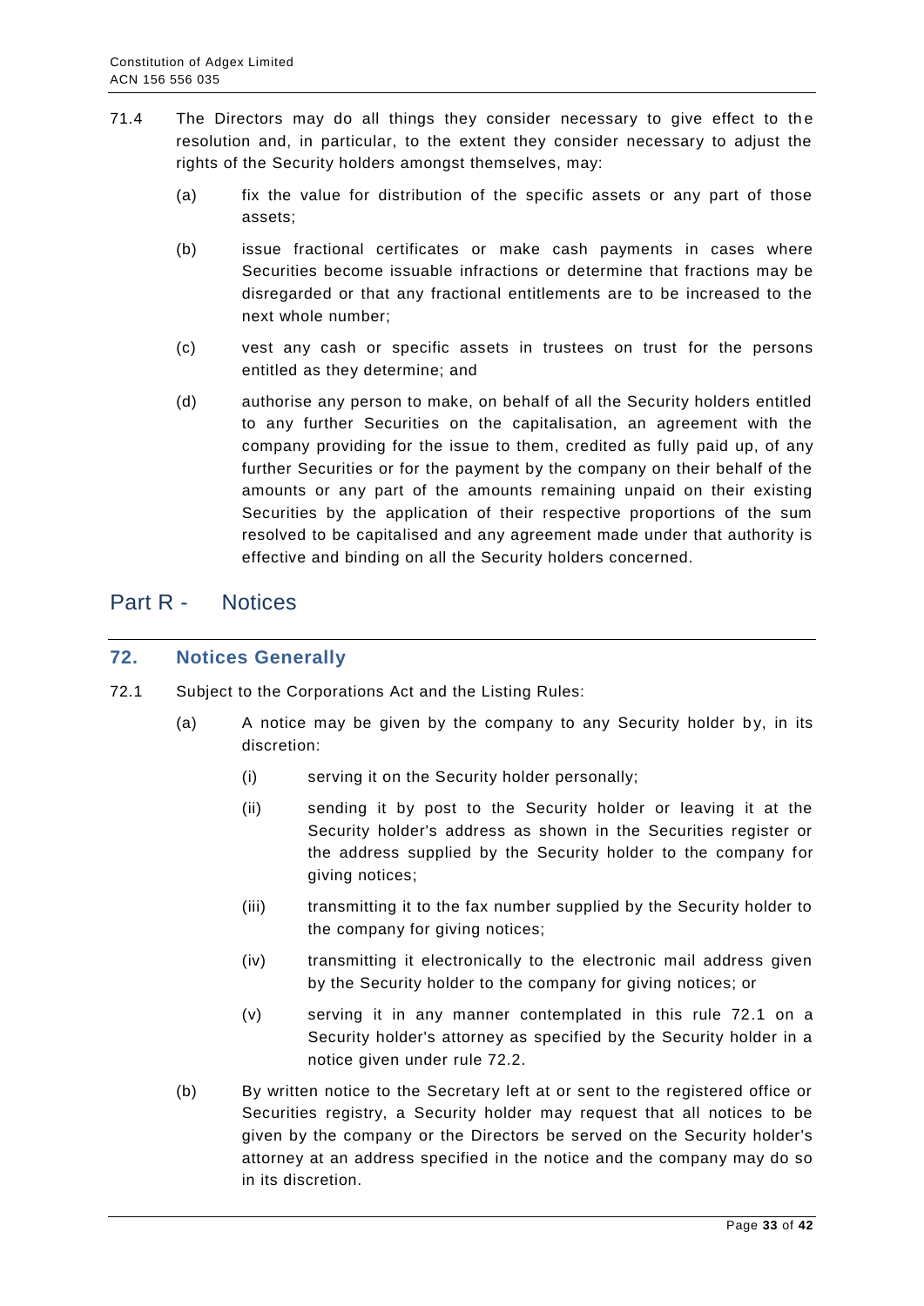71.4 The Directors may do all things they consider necessary to give effect to the resolution and, in particular, to the extent they consider necessary to adjust the rights of the Security holders amongst themselves, may:

(a) fix the value for distribution of the specific assets or any part of those assets;

(b) issue fractional certificates or make cash payments in cases where Securities become issuable infractions or determine that fractions may be disregarded or that any fractional entitlements are to be increased to the next whole number;

(c) vest any cash or specific assets in trustees on trust for the persons entitled as they determine; and

(d) authorise any person to make, on behalf of all the Security holders entitled to any further Securities on the capitalisation, an agreement with the company providing for the issue to them, credited as fully paid up, of any further Securities or for the payment by the company on their behalf of the amounts or any part of the amounts remaining unpaid on their existing Securities by the application of their respective proportions of the sum resolved to be capitalised and any agreement made under that authority is effective and binding on all the Security holders concerned.

# Part R - Notices

## 72. Notices Generally

72.1 Subject to the Corporations Act and the Listing Rules:

(a) A notice may be given by the company to any Security holder by, in its discretion:

(i) serving it on the Security holder personally;

(ii) sending it by post to the Security holder or leaving it at the Security holder's address as shown in the Securities register or the address supplied by the Security holder to the company for giving notices;

(iii) transmitting it to the fax number supplied by the Security holder to the company for giving notices;

(iv) transmitting it electronically to the electronic mail address given by the Security holder to the company for giving notices; or

(v) serving it in any manner contemplated in this rule 72.1 on a Security holder's attorney as specified by the Security holder in a notice given under rule 72.2.

(b) By written notice to the Secretary left at or sent to the registered office or Securities registry, a Security holder may request that all notices to be given by the company or the Directors be served on the Security holder's attorney at an address specified in the notice and the company may do so in its discretion.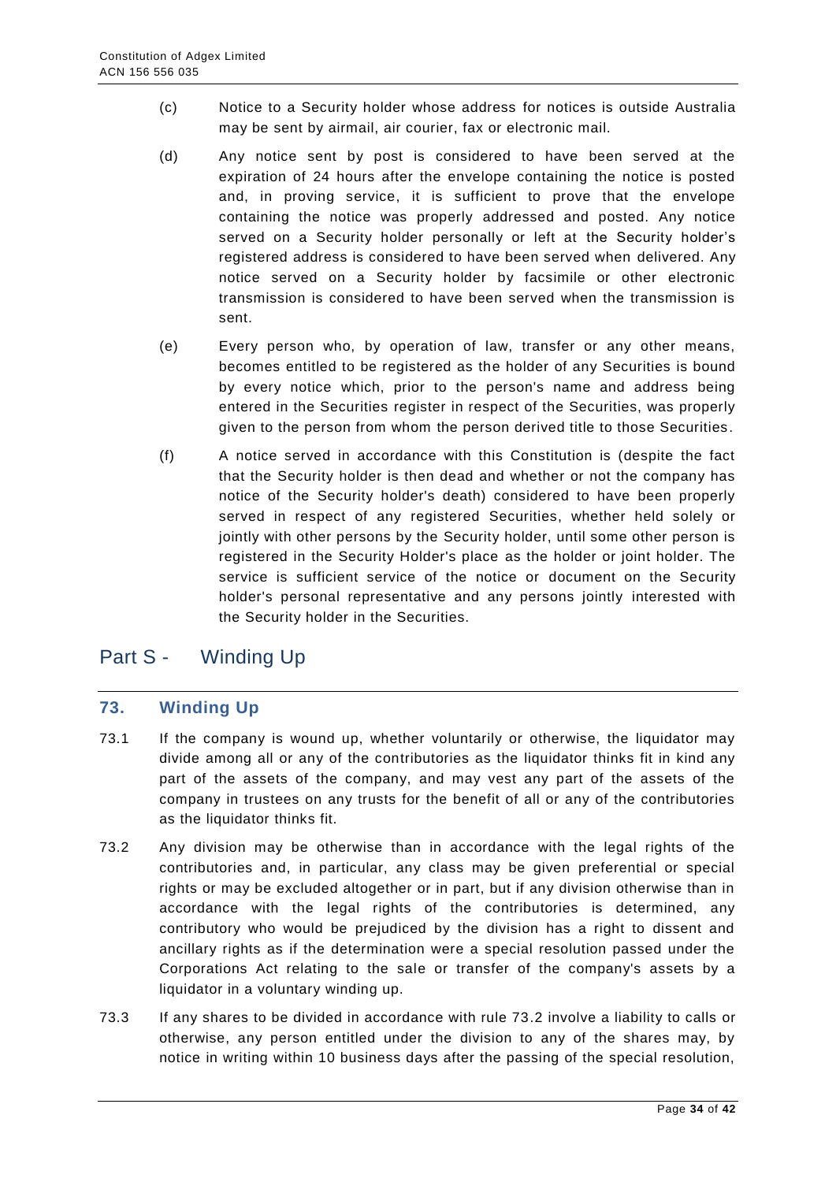(c) Notice to a Security holder whose address for notices is outside Australia may be sent by airmail, air courier, fax or electronic mail.

(d) Any notice sent by post is considered to have been served at the expiration of 24 hours after the envelope containing the notice is posted and, in proving service, it is sufficient to prove that the envelope containing the notice was properly addressed and posted. Any notice served on a Security holder personally or left at the Security holder's registered address is considered to have been served when delivered. Any notice served on a Security holder by facsimile or other electronic transmission is considered to have been served when the transmission is sent.

(e) Every person who, by operation of law, transfer or any other means, becomes entitled to be registered as the holder of any Securities is bound by every notice which, prior to the person's name and address being entered in the Securities register in respect of the Securities, was properly given to the person from whom the person derived title to those Securities.

(f) A notice served in accordance with this Constitution is (despite the fact that the Security holder is then dead and whether or not the company has notice of the Security holder's death) considered to have been properly served in respect of any registered Securities, whether held solely or jointly with other persons by the Security holder, until some other person is registered in the Security Holder's place as the holder or joint holder. The service is sufficient service of the notice or document on the Security holder's personal representative and any persons jointly interested with the Security holder in the Securities.

# Part S - Winding Up

## 73. Winding Up

73.1 If the company is wound up, whether voluntarily or otherwise, the liquidator may divide among all or any of the contributories as the liquidator thinks fit in kind any part of the assets of the company, and may vest any part of the assets of the company in trustees on any trusts for the benefit of all or any of the contributories as the liquidator thinks fit.

73.2 Any division may be otherwise than in accordance with the legal rights of the contributories and, in particular, any class may be given preferential or special rights or may be excluded altogether or in part, but if any division otherwise than in accordance with the legal rights of the contributories is determined, any contributory who would be prejudiced by the division has a right to dissent and ancillary rights as if the determination were a special resolution passed under the Corporations Act relating to the sale or transfer of the company's assets by a liquidator in a voluntary winding up.

73.3 If any shares to be divided in accordance with rule 73.2 involve a liability to calls or otherwise, any person entitled under the division to any of the shares may, by notice in writing within 10 business days after the passing of the special resolution,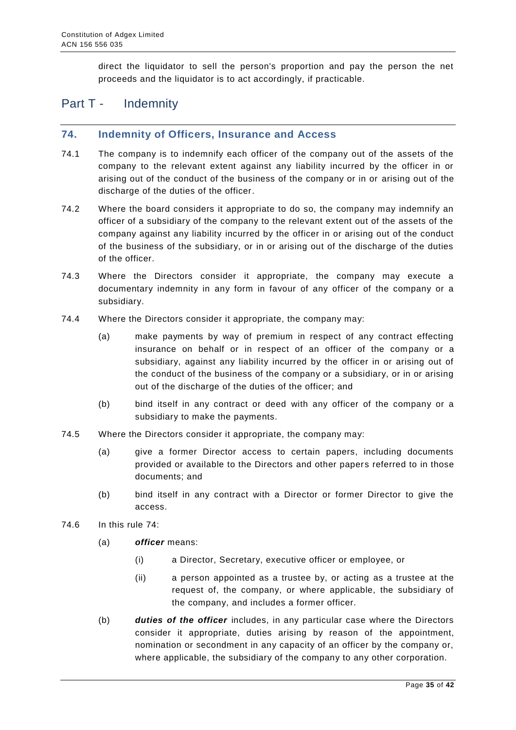direct the liquidator to sell the person's proportion and pay the person the net proceeds and the liquidator is to act accordingly, if practicable.

# Part T - Indemnity

## 74. Indemnity of Officers, Insurance and Access

74.1 The company is to indemnify each officer of the company out of the assets of the company to the relevant extent against any liability incurred by the officer in or arising out of the conduct of the business of the company or in or arising out of the discharge of the duties of the officer.

74.2 Where the board considers it appropriate to do so, the company may indemnify an officer of a subsidiary of the company to the relevant extent out of the assets of the company against any liability incurred by the officer in or arising out of the conduct of the business of the subsidiary, or in or arising out of the discharge of the duties of the officer.

74.3 Where the Directors consider it appropriate, the company may execute a documentary indemnity in any form in favour of any officer of the company or a subsidiary.

74.4 Where the Directors consider it appropriate, the company may:

(a) make payments by way of premium in respect of any contract effecting insurance on behalf or in respect of an officer of the company or a subsidiary, against any liability incurred by the officer in or arising out of the conduct of the business of the company or a subsidiary, or in or arising out of the discharge of the duties of the officer; and

(b) bind itself in any contract or deed with any officer of the company or a subsidiary to make the payments.

74.5 Where the Directors consider it appropriate, the company may:

(a) give a former Director access to certain papers, including documents provided or available to the Directors and other papers referred to in those documents; and

(b) bind itself in any contract with a Director or former Director to give the access.

74.6 In this rule 74:

(a) ***officer*** means:

(i) a Director, Secretary, executive officer or employee, or

(ii) a person appointed as a trustee by, or acting as a trustee at the request of, the company, or where applicable, the subsidiary of the company, and includes a former officer.

(b) ***duties of the officer*** includes, in any particular case where the Directors consider it appropriate, duties arising by reason of the appointment, nomination or secondment in any capacity of an officer by the company or, where applicable, the subsidiary of the company to any other corporation.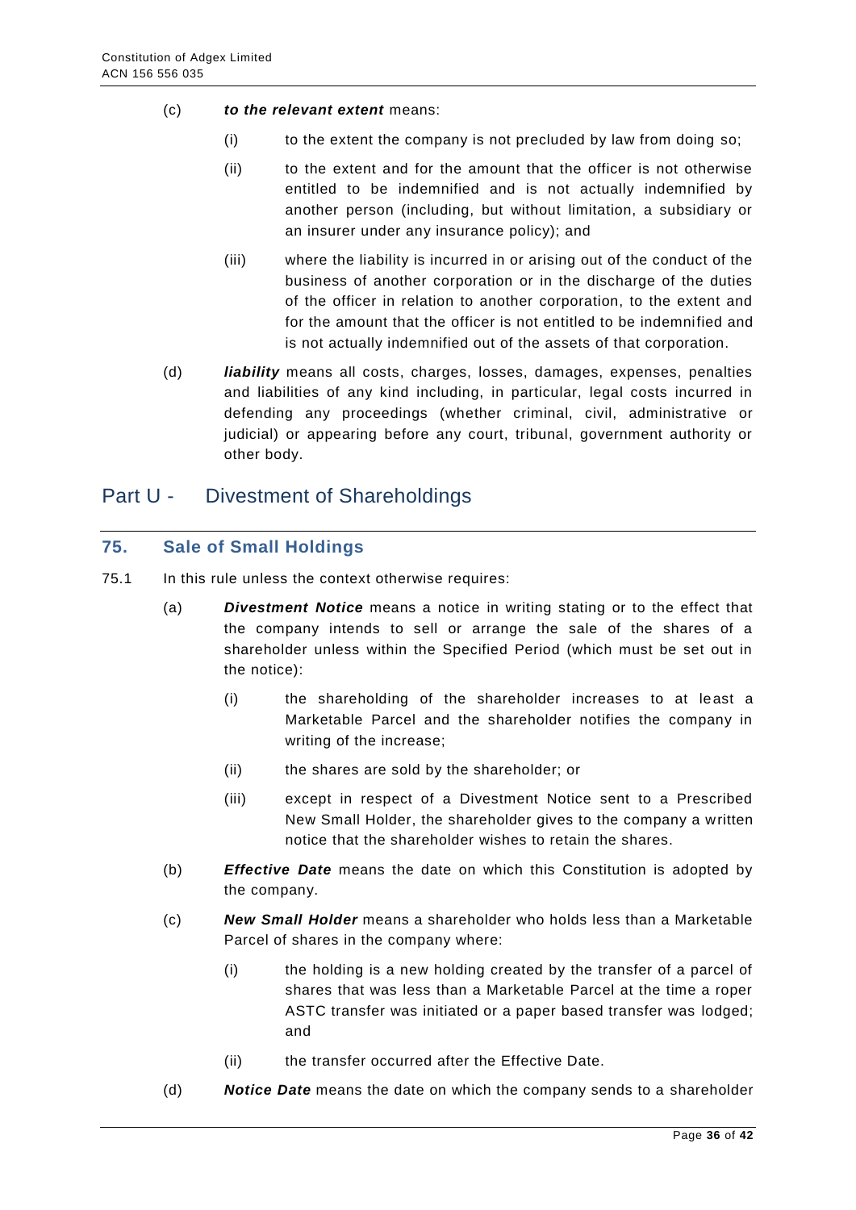(c) ***to the relevant extent*** means:

   (i) to the extent the company is not precluded by law from doing so;

   (ii) to the extent and for the amount that the officer is not otherwise entitled to be indemnified and is not actually indemnified by another person (including, but without limitation, a subsidiary or an insurer under any insurance policy); and

   (iii) where the liability is incurred in or arising out of the conduct of the business of another corporation or in the discharge of the duties of the officer in relation to another corporation, to the extent and for the amount that the officer is not entitled to be indemnified and is not actually indemnified out of the assets of that corporation.

(d) ***liability*** means all costs, charges, losses, damages, expenses, penalties and liabilities of any kind including, in particular, legal costs incurred in defending any proceedings (whether criminal, civil, administrative or judicial) or appearing before any court, tribunal, government authority or other body.

# Part U - Divestment of Shareholdings

## 75. Sale of Small Holdings

75.1 In this rule unless the context otherwise requires:

(a) ***Divestment Notice*** means a notice in writing stating or to the effect that the company intends to sell or arrange the sale of the shares of a shareholder unless within the Specified Period (which must be set out in the notice):

   (i) the shareholding of the shareholder increases to at least a Marketable Parcel and the shareholder notifies the company in writing of the increase;

   (ii) the shares are sold by the shareholder; or

   (iii) except in respect of a Divestment Notice sent to a Prescribed New Small Holder, the shareholder gives to the company a written notice that the shareholder wishes to retain the shares.

(b) ***Effective Date*** means the date on which this Constitution is adopted by the company.

(c) ***New Small Holder*** means a shareholder who holds less than a Marketable Parcel of shares in the company where:

   (i) the holding is a new holding created by the transfer of a parcel of shares that was less than a Marketable Parcel at the time a roper ASTC transfer was initiated or a paper based transfer was lodged; and

   (ii) the transfer occurred after the Effective Date.

(d) ***Notice Date*** means the date on which the company sends to a shareholder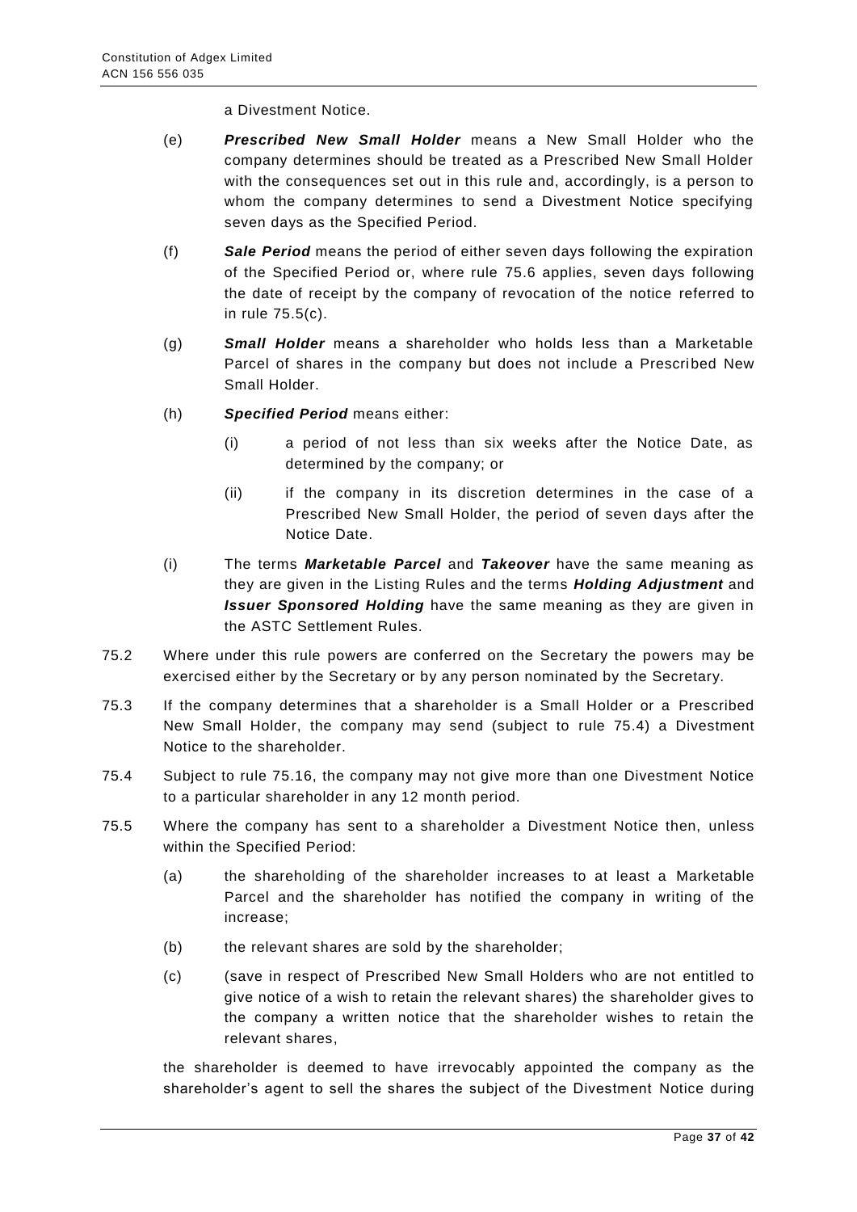a Divestment Notice.

(e) ***Prescribed New Small Holder*** means a New Small Holder who the company determines should be treated as a Prescribed New Small Holder with the consequences set out in this rule and, accordingly, is a person to whom the company determines to send a Divestment Notice specifying seven days as the Specified Period.

(f) ***Sale Period*** means the period of either seven days following the expiration of the Specified Period or, where rule 75.6 applies, seven days following the date of receipt by the company of revocation of the notice referred to in rule 75.5(c).

(g) ***Small Holder*** means a shareholder who holds less than a Marketable Parcel of shares in the company but does not include a Prescribed New Small Holder.

(h) ***Specified Period*** means either:

  (i) a period of not less than six weeks after the Notice Date, as determined by the company; or

  (ii) if the company in its discretion determines in the case of a Prescribed New Small Holder, the period of seven days after the Notice Date.

(i) The terms ***Marketable Parcel*** and ***Takeover*** have the same meaning as they are given in the Listing Rules and the terms ***Holding Adjustment*** and ***Issuer Sponsored Holding*** have the same meaning as they are given in the ASTC Settlement Rules.

75.2 Where under this rule powers are conferred on the Secretary the powers may be exercised either by the Secretary or by any person nominated by the Secretary.

75.3 If the company determines that a shareholder is a Small Holder or a Prescribed New Small Holder, the company may send (subject to rule 75.4) a Divestment Notice to the shareholder.

75.4 Subject to rule 75.16, the company may not give more than one Divestment Notice to a particular shareholder in any 12 month period.

75.5 Where the company has sent to a shareholder a Divestment Notice then, unless within the Specified Period:

(a) the shareholding of the shareholder increases to at least a Marketable Parcel and the shareholder has notified the company in writing of the increase;

(b) the relevant shares are sold by the shareholder;

(c) (save in respect of Prescribed New Small Holders who are not entitled to give notice of a wish to retain the relevant shares) the shareholder gives to the company a written notice that the shareholder wishes to retain the relevant shares,

the shareholder is deemed to have irrevocably appointed the company as the shareholder's agent to sell the shares the subject of the Divestment Notice during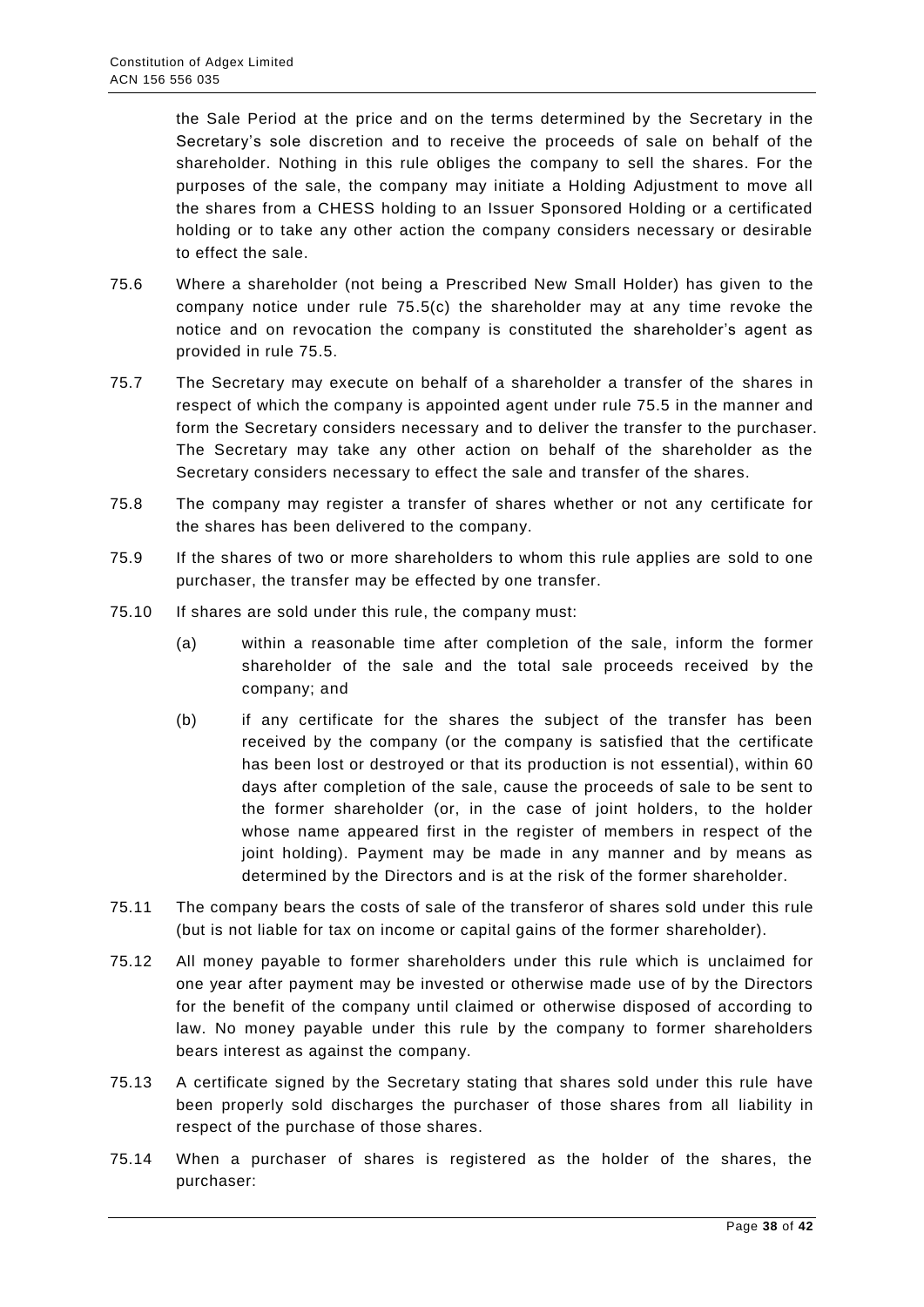the Sale Period at the price and on the terms determined by the Secretary in the Secretary's sole discretion and to receive the proceeds of sale on behalf of the shareholder. Nothing in this rule obliges the company to sell the shares. For the purposes of the sale, the company may initiate a Holding Adjustment to move all the shares from a CHESS holding to an Issuer Sponsored Holding or a certificated holding or to take any other action the company considers necessary or desirable to effect the sale.

75.6 Where a shareholder (not being a Prescribed New Small Holder) has given to the company notice under rule 75.5(c) the shareholder may at any time revoke the notice and on revocation the company is constituted the shareholder's agent as provided in rule 75.5.

75.7 The Secretary may execute on behalf of a shareholder a transfer of the shares in respect of which the company is appointed agent under rule 75.5 in the manner and form the Secretary considers necessary and to deliver the transfer to the purchaser. The Secretary may take any other action on behalf of the shareholder as the Secretary considers necessary to effect the sale and transfer of the shares.

75.8 The company may register a transfer of shares whether or not any certificate for the shares has been delivered to the company.

75.9 If the shares of two or more shareholders to whom this rule applies are sold to one purchaser, the transfer may be effected by one transfer.

75.10 If shares are sold under this rule, the company must:

(a) within a reasonable time after completion of the sale, inform the former shareholder of the sale and the total sale proceeds received by the company; and

(b) if any certificate for the shares the subject of the transfer has been received by the company (or the company is satisfied that the certificate has been lost or destroyed or that its production is not essential), within 60 days after completion of the sale, cause the proceeds of sale to be sent to the former shareholder (or, in the case of joint holders, to the holder whose name appeared first in the register of members in respect of the joint holding). Payment may be made in any manner and by means as determined by the Directors and is at the risk of the former shareholder.

75.11 The company bears the costs of sale of the transferor of shares sold under this rule (but is not liable for tax on income or capital gains of the former shareholder).

75.12 All money payable to former shareholders under this rule which is unclaimed for one year after payment may be invested or otherwise made use of by the Directors for the benefit of the company until claimed or otherwise disposed of according to law. No money payable under this rule by the company to former shareholders bears interest as against the company.

75.13 A certificate signed by the Secretary stating that shares sold under this rule have been properly sold discharges the purchaser of those shares from all liability in respect of the purchase of those shares.

75.14 When a purchaser of shares is registered as the holder of the shares, the purchaser: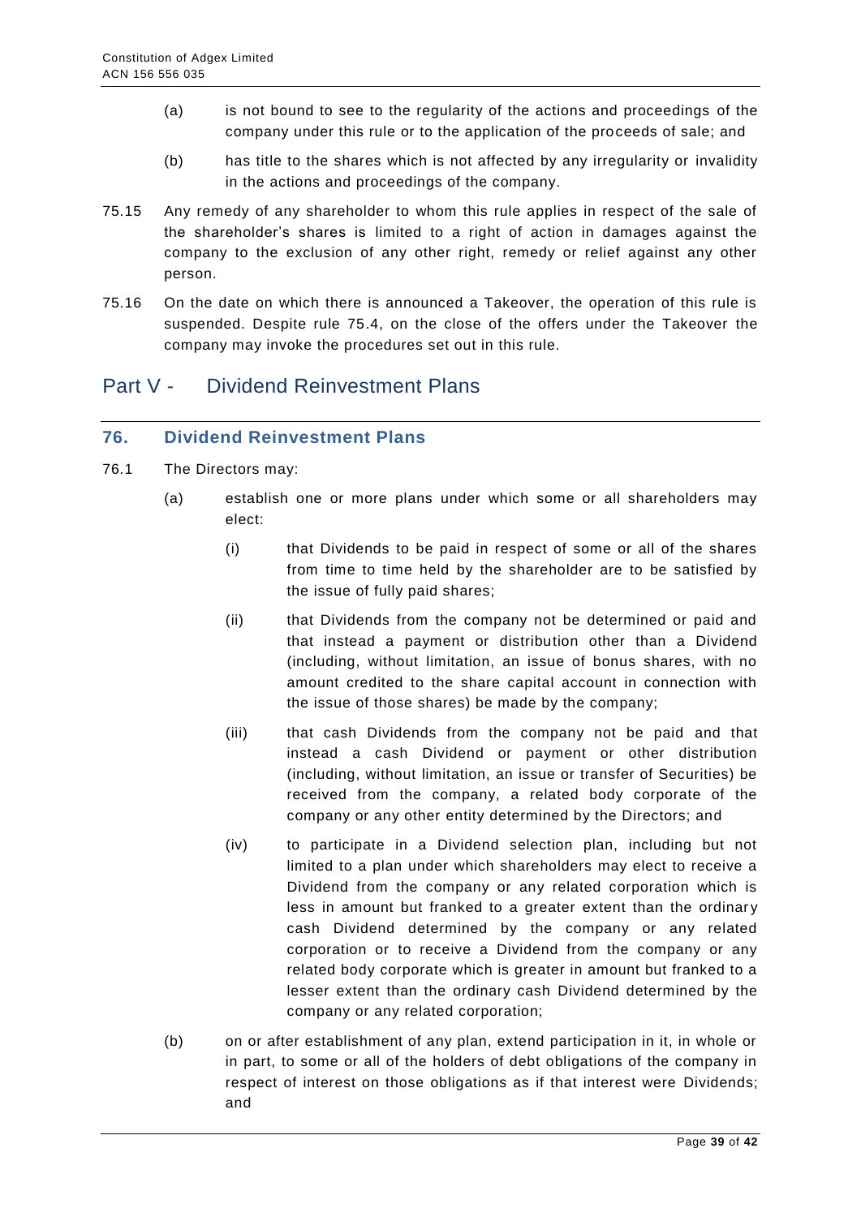(a) is not bound to see to the regularity of the actions and proceedings of the company under this rule or to the application of the proceeds of sale; and

(b) has title to the shares which is not affected by any irregularity or invalidity in the actions and proceedings of the company.

75.15 Any remedy of any shareholder to whom this rule applies in respect of the sale of the shareholder's shares is limited to a right of action in damages against the company to the exclusion of any other right, remedy or relief against any other person.

75.16 On the date on which there is announced a Takeover, the operation of this rule is suspended. Despite rule 75.4, on the close of the offers under the Takeover the company may invoke the procedures set out in this rule.

# Part V - Dividend Reinvestment Plans

## 76. Dividend Reinvestment Plans

76.1 The Directors may:

(a) establish one or more plans under which some or all shareholders may elect:

(i) that Dividends to be paid in respect of some or all of the shares from time to time held by the shareholder are to be satisfied by the issue of fully paid shares;

(ii) that Dividends from the company not be determined or paid and that instead a payment or distribution other than a Dividend (including, without limitation, an issue of bonus shares, with no amount credited to the share capital account in connection with the issue of those shares) be made by the company;

(iii) that cash Dividends from the company not be paid and that instead a cash Dividend or payment or other distribution (including, without limitation, an issue or transfer of Securities) be received from the company, a related body corporate of the company or any other entity determined by the Directors; and

(iv) to participate in a Dividend selection plan, including but not limited to a plan under which shareholders may elect to receive a Dividend from the company or any related corporation which is less in amount but franked to a greater extent than the ordinary cash Dividend determined by the company or any related corporation or to receive a Dividend from the company or any related body corporate which is greater in amount but franked to a lesser extent than the ordinary cash Dividend determined by the company or any related corporation;

(b) on or after establishment of any plan, extend participation in it, in whole or in part, to some or all of the holders of debt obligations of the company in respect of interest on those obligations as if that interest were Dividends; and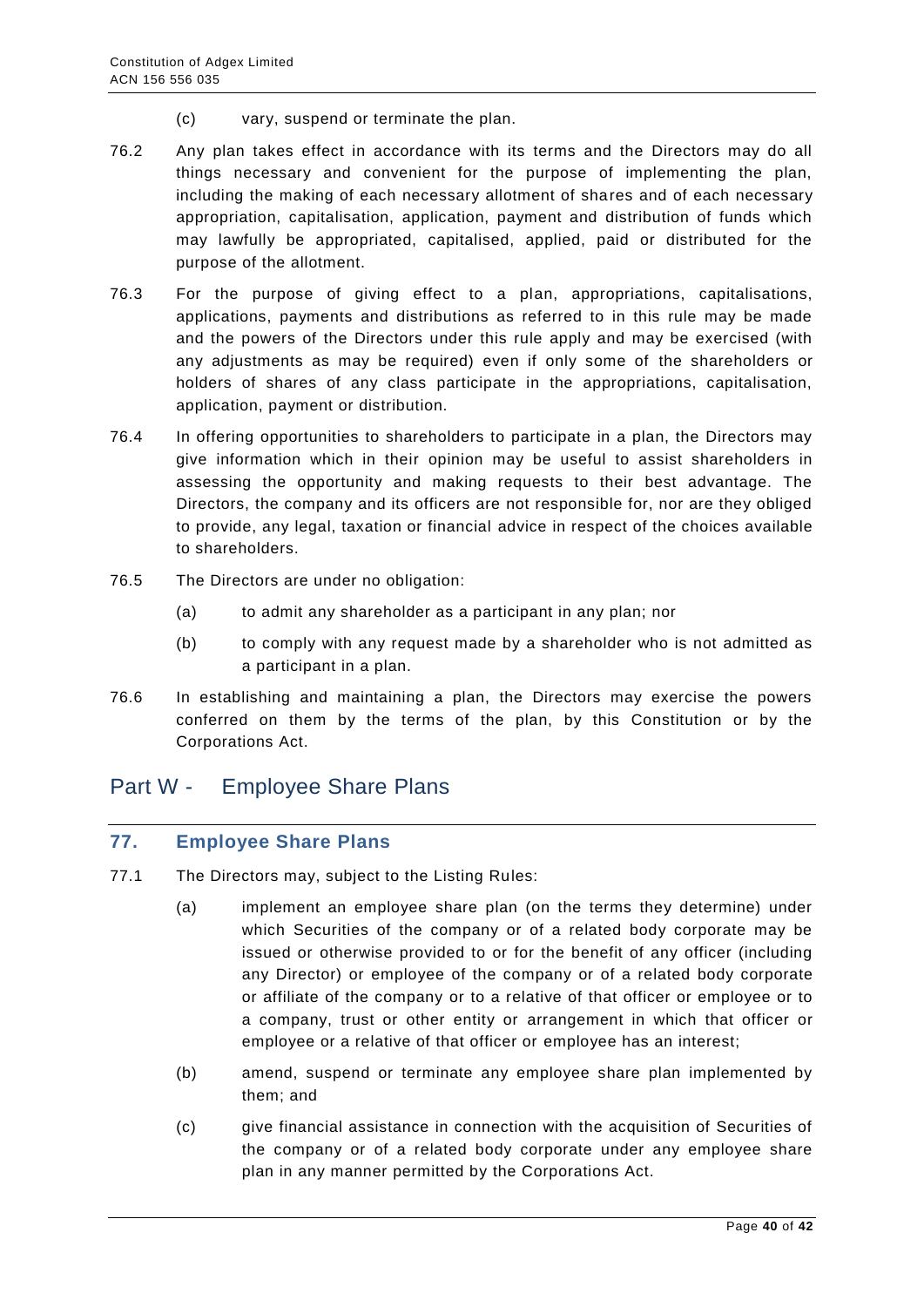(c) vary, suspend or terminate the plan.

76.2 Any plan takes effect in accordance with its terms and the Directors may do all things necessary and convenient for the purpose of implementing the plan, including the making of each necessary allotment of shares and of each necessary appropriation, capitalisation, application, payment and distribution of funds which may lawfully be appropriated, capitalised, applied, paid or distributed for the purpose of the allotment.

76.3 For the purpose of giving effect to a plan, appropriations, capitalisations, applications, payments and distributions as referred to in this rule may be made and the powers of the Directors under this rule apply and may be exercised (with any adjustments as may be required) even if only some of the shareholders or holders of shares of any class participate in the appropriations, capitalisation, application, payment or distribution.

76.4 In offering opportunities to shareholders to participate in a plan, the Directors may give information which in their opinion may be useful to assist shareholders in assessing the opportunity and making requests to their best advantage. The Directors, the company and its officers are not responsible for, nor are they obliged to provide, any legal, taxation or financial advice in respect of the choices available to shareholders.

76.5 The Directors are under no obligation:

(a) to admit any shareholder as a participant in any plan; nor

(b) to comply with any request made by a shareholder who is not admitted as a participant in a plan.

76.6 In establishing and maintaining a plan, the Directors may exercise the powers conferred on them by the terms of the plan, by this Constitution or by the Corporations Act.

# Part W - Employee Share Plans

## 77. Employee Share Plans

77.1 The Directors may, subject to the Listing Rules:

(a) implement an employee share plan (on the terms they determine) under which Securities of the company or of a related body corporate may be issued or otherwise provided to or for the benefit of any officer (including any Director) or employee of the company or of a related body corporate or affiliate of the company or to a relative of that officer or employee or to a company, trust or other entity or arrangement in which that officer or employee or a relative of that officer or employee has an interest;

(b) amend, suspend or terminate any employee share plan implemented by them; and

(c) give financial assistance in connection with the acquisition of Securities of the company or of a related body corporate under any employee share plan in any manner permitted by the Corporations Act.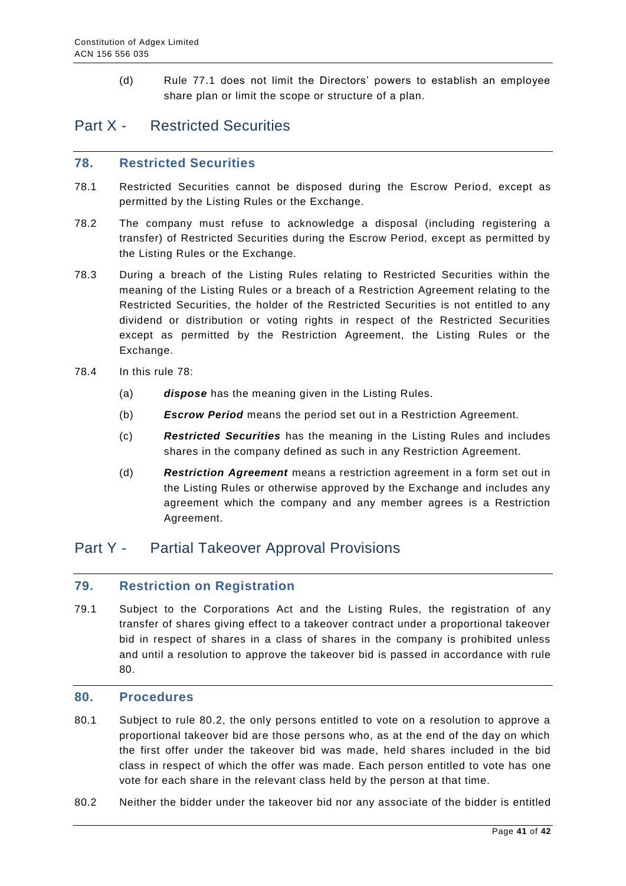(d) Rule 77.1 does not limit the Directors' powers to establish an employee share plan or limit the scope or structure of a plan.

# Part X - Restricted Securities

## 78. Restricted Securities

78.1 Restricted Securities cannot be disposed during the Escrow Period, except as permitted by the Listing Rules or the Exchange.

78.2 The company must refuse to acknowledge a disposal (including registering a transfer) of Restricted Securities during the Escrow Period, except as permitted by the Listing Rules or the Exchange.

78.3 During a breach of the Listing Rules relating to Restricted Securities within the meaning of the Listing Rules or a breach of a Restriction Agreement relating to the Restricted Securities, the holder of the Restricted Securities is not entitled to any dividend or distribution or voting rights in respect of the Restricted Securities except as permitted by the Restriction Agreement, the Listing Rules or the Exchange.

78.4 In this rule 78:

(a) ***dispose*** has the meaning given in the Listing Rules.

(b) ***Escrow Period*** means the period set out in a Restriction Agreement.

(c) ***Restricted Securities*** has the meaning in the Listing Rules and includes shares in the company defined as such in any Restriction Agreement.

(d) ***Restriction Agreement*** means a restriction agreement in a form set out in the Listing Rules or otherwise approved by the Exchange and includes any agreement which the company and any member agrees is a Restriction Agreement.

# Part Y - Partial Takeover Approval Provisions

## 79. Restriction on Registration

79.1 Subject to the Corporations Act and the Listing Rules, the registration of any transfer of shares giving effect to a takeover contract under a proportional takeover bid in respect of shares in a class of shares in the company is prohibited unless and until a resolution to approve the takeover bid is passed in accordance with rule 80.

## 80. Procedures

80.1 Subject to rule 80.2, the only persons entitled to vote on a resolution to approve a proportional takeover bid are those persons who, as at the end of the day on which the first offer under the takeover bid was made, held shares included in the bid class in respect of which the offer was made. Each person entitled to vote has one vote for each share in the relevant class held by the person at that time.

80.2 Neither the bidder under the takeover bid nor any associate of the bidder is entitled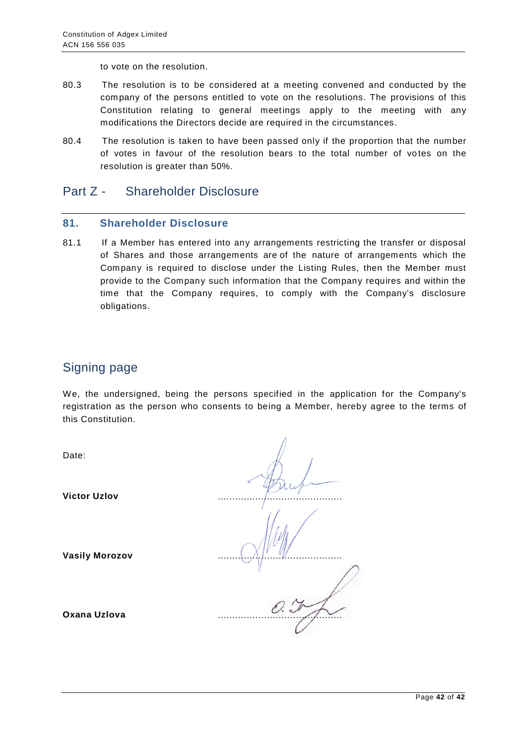to vote on the resolution.

80.3 The resolution is to be considered at a meeting convened and conducted by the company of the persons entitled to vote on the resolutions. The provisions of this Constitution relating to general meetings apply to the meeting with any modifications the Directors decide are required in the circumstances.

80.4 The resolution is taken to have been passed only if the proportion that the number of votes in favour of the resolution bears to the total number of votes on the resolution is greater than 50%.

# Part Z - Shareholder Disclosure

## 81. Shareholder Disclosure

81.1 If a Member has entered into any arrangements restricting the transfer or disposal of Shares and those arrangements are of the nature of arrangements which the Company is required to disclose under the Listing Rules, then the Member must provide to the Company such information that the Company requires and within the time that the Company requires, to comply with the Company's disclosure obligations.

# Signing page

We, the undersigned, being the persons specified in the application for the Company's registration as the person who consents to being a Member, hereby agree to the terms of this Constitution.

Date:

**Victor Uzlov** ........................................

**Vasily Morozov** ........................................

**Oxana Uzlova** ........................................